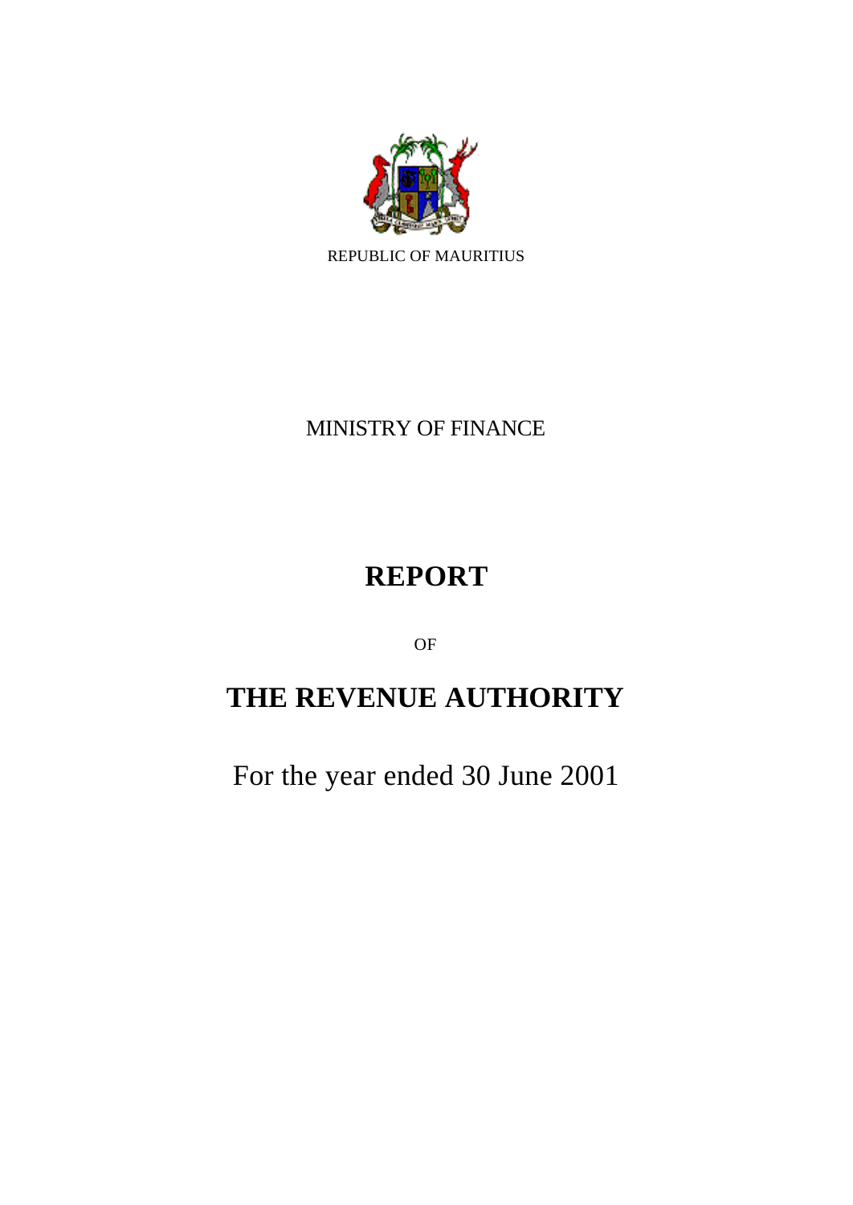REPUBLIC OF MAURITIUS

MINISTRY OF FINANCE

# REPORT

OF

# THE REVENUE AUTHORITY

For the year ended 30 June 2001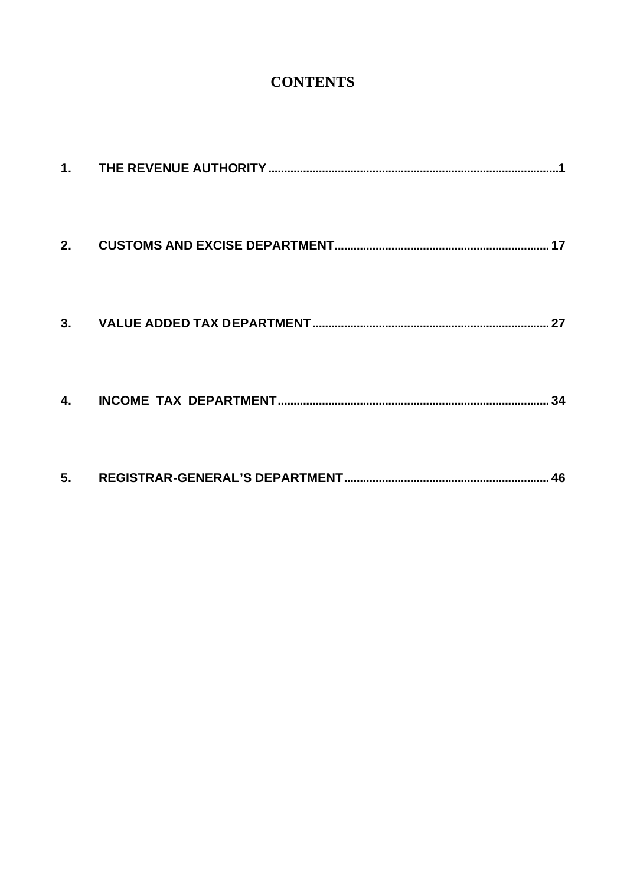# CONTENTS

1. THE REVENUE AUTHORITY ............................................................ 1

2. CUSTOMS AND EXCISE DEPARTMENT ............................................................ 17

3. VALUE ADDED TAX DEPARTMENT ............................................................ 27

4. INCOME TAX DEPARTMENT ............................................................ 34

5. REGISTRAR-GENERAL'S DEPARTMENT ............................................................ 46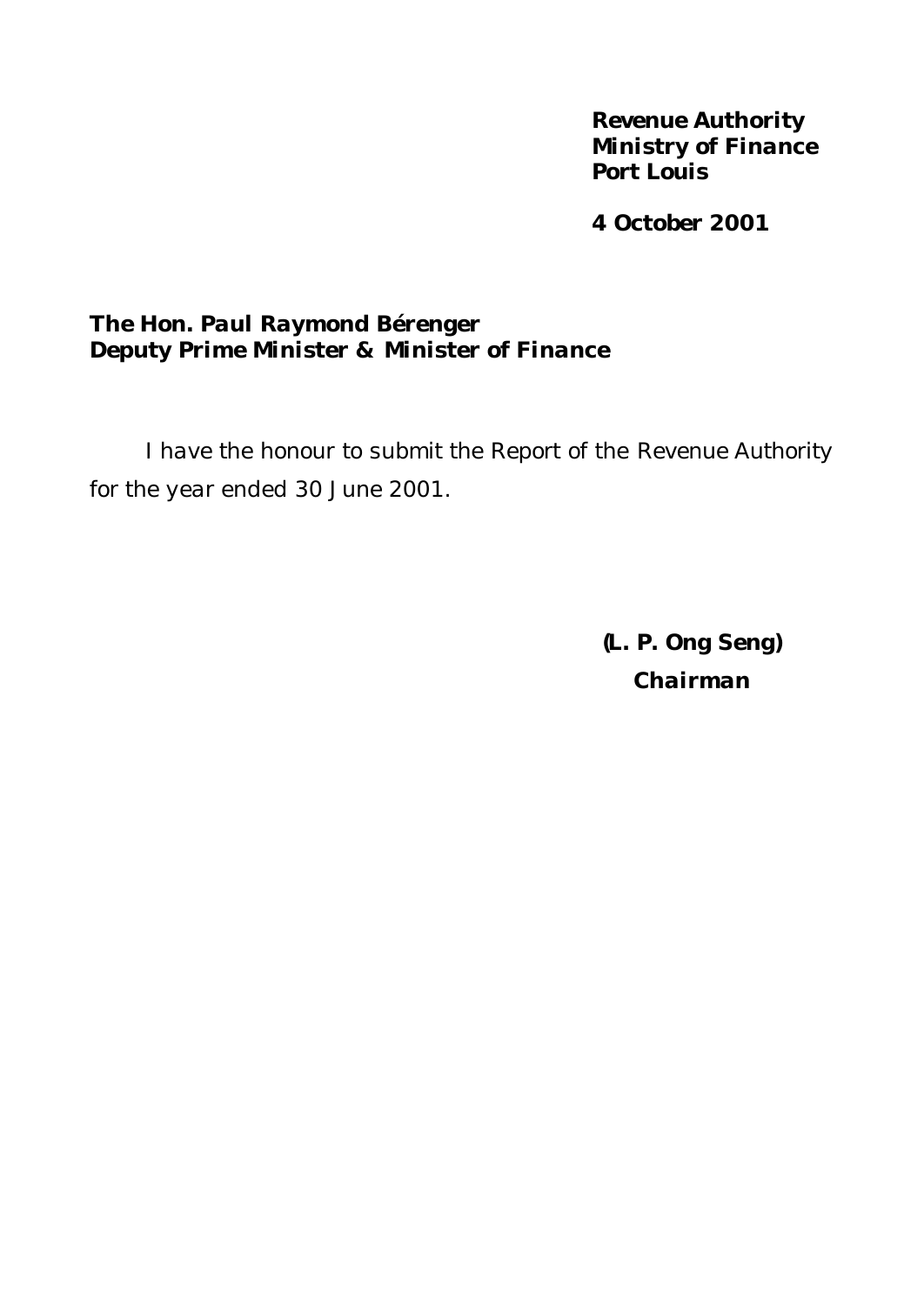**Revenue Authority**
**Ministry of Finance**
**Port Louis**

**4 October 2001**

**The Hon. Paul Raymond Bérenger**
**Deputy Prime Minister & Minister of Finance**

I have the honour to submit the Report of the Revenue Authority for the year ended 30 June 2001.

**(L. P. Ong Seng)**
**Chairman**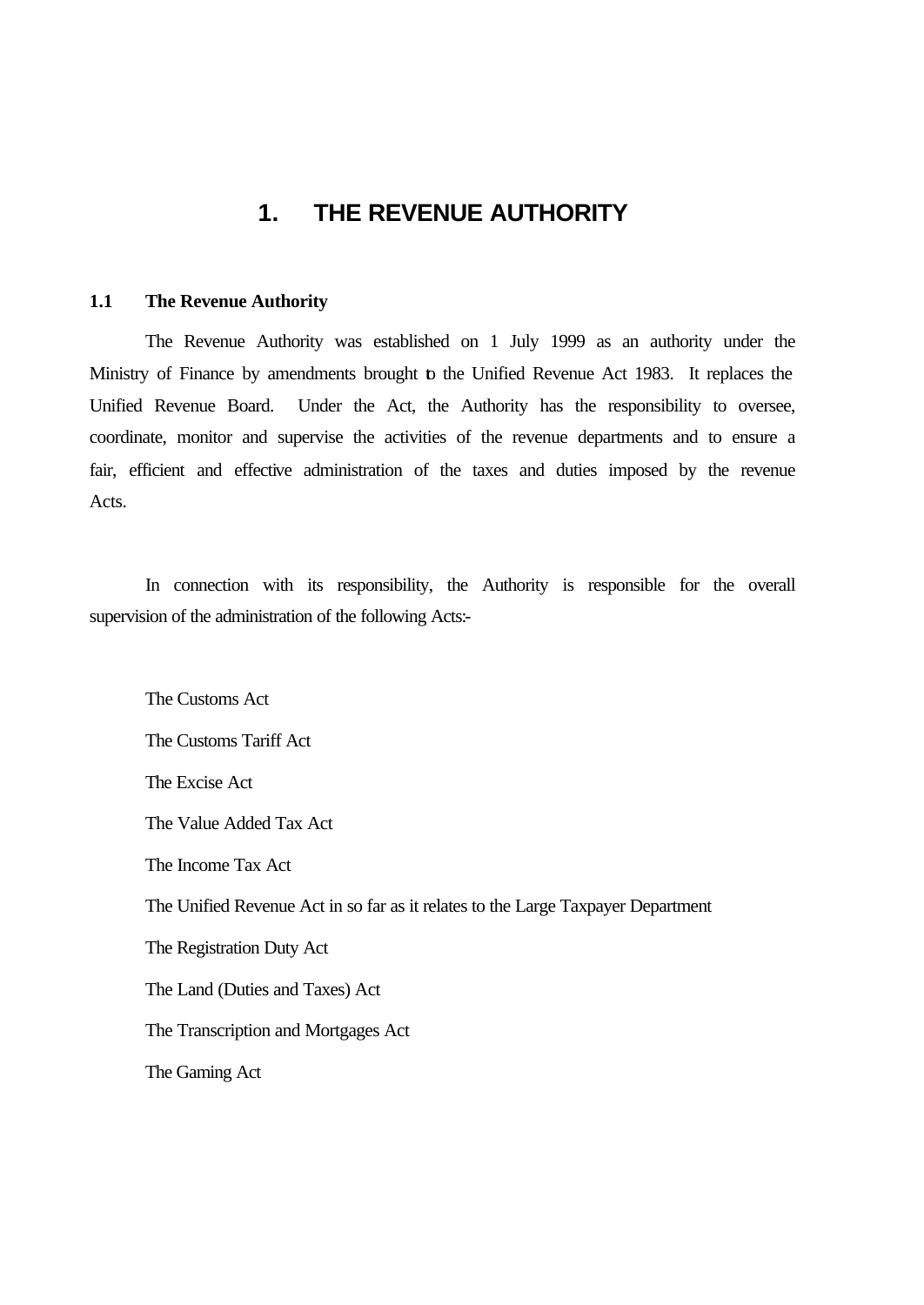# 1. THE REVENUE AUTHORITY

## 1.1 The Revenue Authority

The Revenue Authority was established on 1 July 1999 as an authority under the Ministry of Finance by amendments brought to the Unified Revenue Act 1983. It replaces the Unified Revenue Board. Under the Act, the Authority has the responsibility to oversee, coordinate, monitor and supervise the activities of the revenue departments and to ensure a fair, efficient and effective administration of the taxes and duties imposed by the revenue Acts.

In connection with its responsibility, the Authority is responsible for the overall supervision of the administration of the following Acts:-

- The Customs Act
- The Customs Tariff Act
- The Excise Act
- The Value Added Tax Act
- The Income Tax Act
- The Unified Revenue Act in so far as it relates to the Large Taxpayer Department
- The Registration Duty Act
- The Land (Duties and Taxes) Act
- The Transcription and Mortgages Act
- The Gaming Act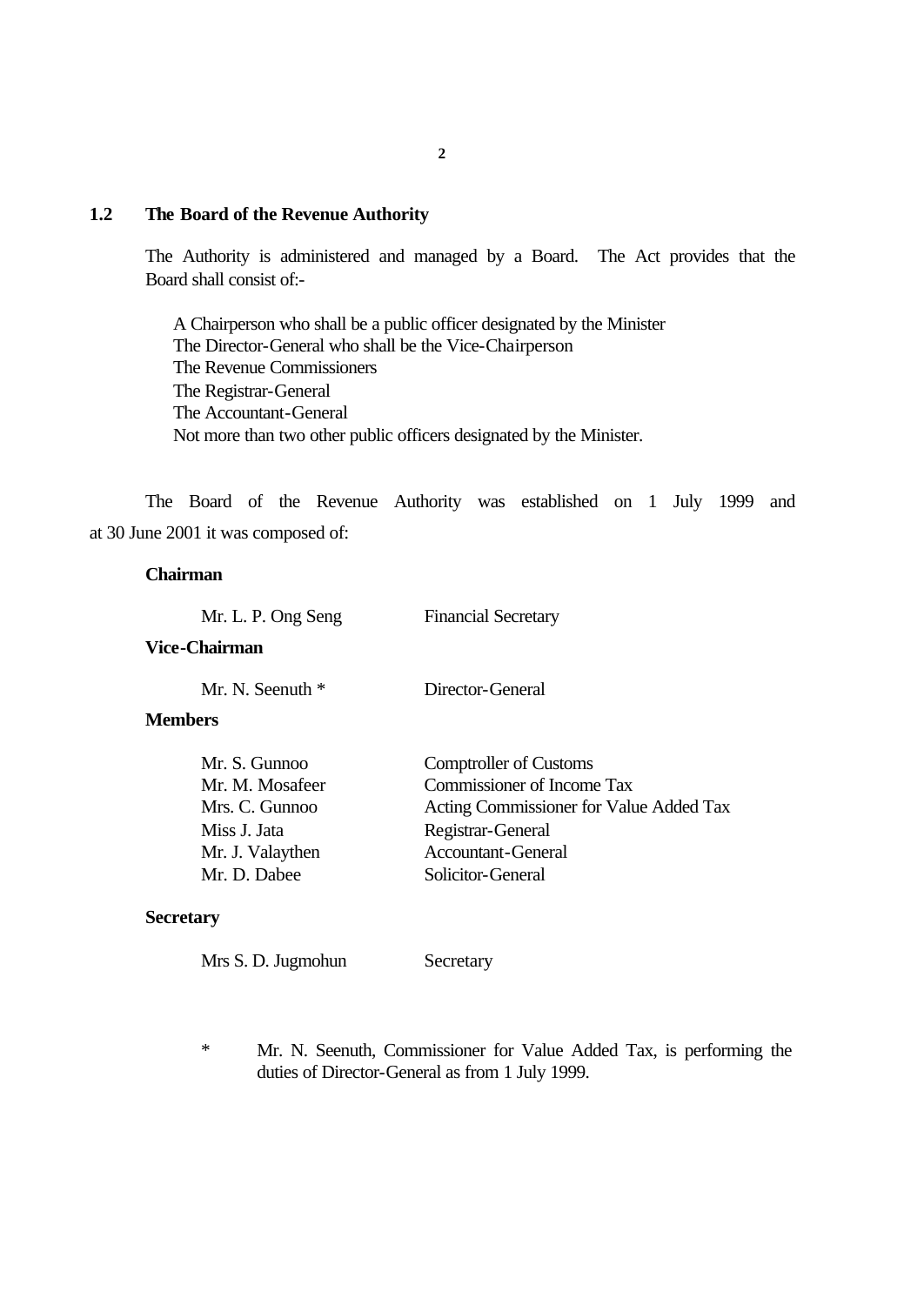## 1.2 The Board of the Revenue Authority

The Authority is administered and managed by a Board. The Act provides that the Board shall consist of:-

A Chairperson who shall be a public officer designated by the Minister
The Director-General who shall be the Vice-Chairperson
The Revenue Commissioners
The Registrar-General
The Accountant-General
Not more than two other public officers designated by the Minister.

The Board of the Revenue Authority was established on 1 July 1999 and at 30 June 2001 it was composed of:

**Chairman**

| | |
|---|---|
| Mr. L. P. Ong Seng | Financial Secretary |

**Vice-Chairman**

| | |
|---|---|
| Mr. N. Seenuth * | Director-General |

**Members**

| | |
|---|---|
| Mr. S. Gunnoo | Comptroller of Customs |
| Mr. M. Mosafeer | Commissioner of Income Tax |
| Mrs. C. Gunnoo | Acting Commissioner for Value Added Tax |
| Miss J. Jata | Registrar-General |
| Mr. J. Valaythen | Accountant-General |
| Mr. D. Dabee | Solicitor-General |

**Secretary**

| | |
|---|---|
| Mrs S. D. Jugmohun | Secretary |

\* Mr. N. Seenuth, Commissioner for Value Added Tax, is performing the duties of Director-General as from 1 July 1999.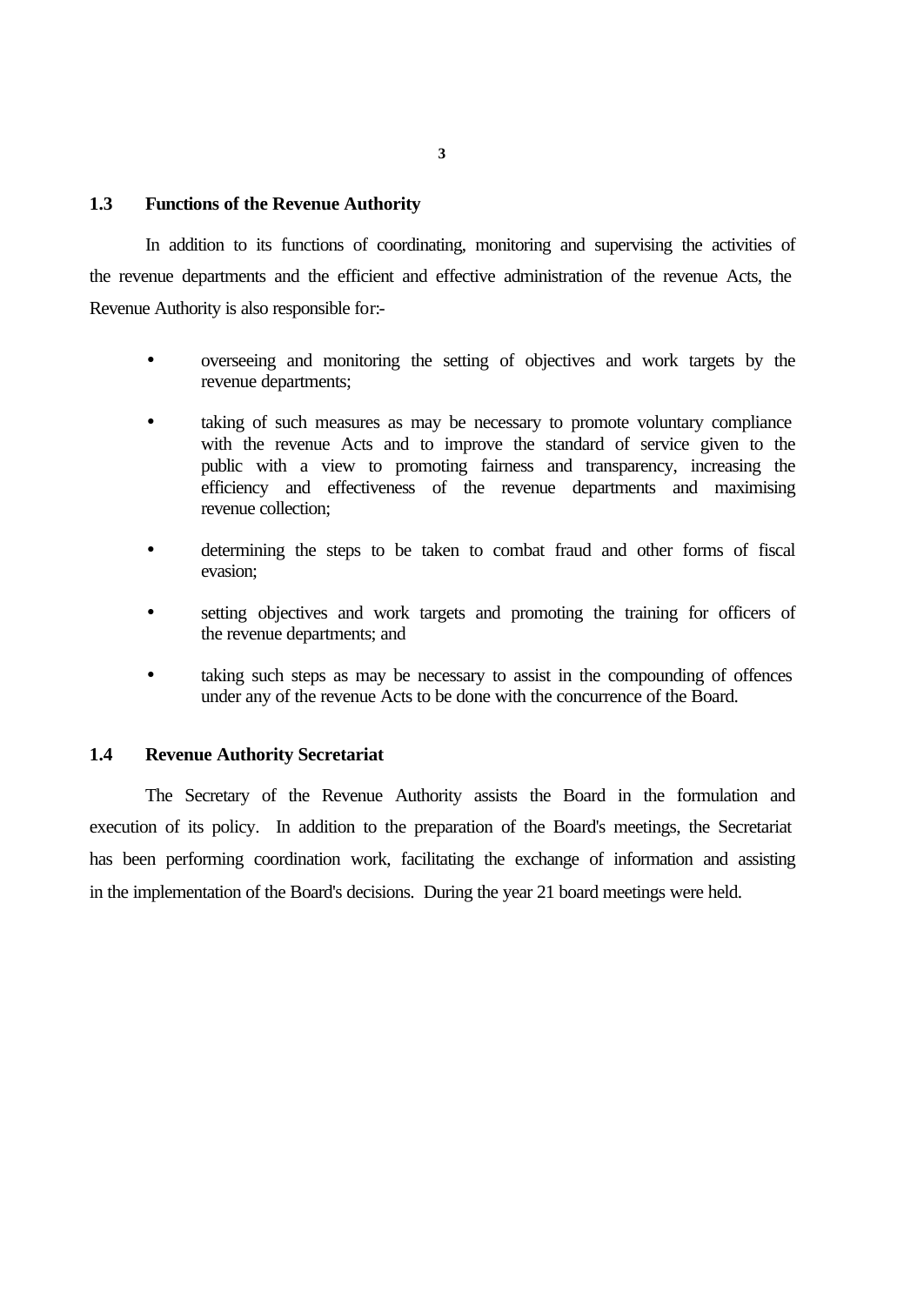## 1.3 Functions of the Revenue Authority

In addition to its functions of coordinating, monitoring and supervising the activities of the revenue departments and the efficient and effective administration of the revenue Acts, the Revenue Authority is also responsible for:-

- overseeing and monitoring the setting of objectives and work targets by the revenue departments;
- taking of such measures as may be necessary to promote voluntary compliance with the revenue Acts and to improve the standard of service given to the public with a view to promoting fairness and transparency, increasing the efficiency and effectiveness of the revenue departments and maximising revenue collection;
- determining the steps to be taken to combat fraud and other forms of fiscal evasion;
- setting objectives and work targets and promoting the training for officers of the revenue departments; and
- taking such steps as may be necessary to assist in the compounding of offences under any of the revenue Acts to be done with the concurrence of the Board.

## 1.4 Revenue Authority Secretariat

The Secretary of the Revenue Authority assists the Board in the formulation and execution of its policy. In addition to the preparation of the Board's meetings, the Secretariat has been performing coordination work, facilitating the exchange of information and assisting in the implementation of the Board's decisions. During the year 21 board meetings were held.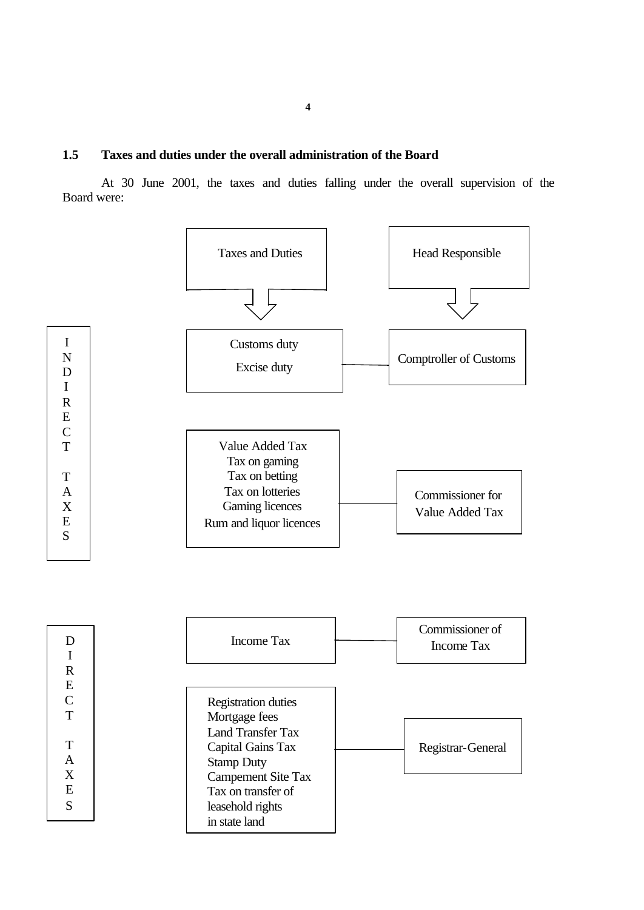### 1.5 Taxes and duties under the overall administration of the Board

At 30 June 2001, the taxes and duties falling under the overall supervision of the Board were:

| | Taxes and Duties | Head Responsible |
|---|---|---|
| INDIRECT TAXES | Customs duty<br>Excise duty | Comptroller of Customs |
| | Value Added Tax<br>Tax on gaming<br>Tax on betting<br>Tax on lotteries<br>Gaming licences<br>Rum and liquor licences | Commissioner for Value Added Tax |
| DIRECT TAXES | Income Tax | Commissioner of Income Tax |
| | Registration duties<br>Mortgage fees<br>Land Transfer Tax<br>Capital Gains Tax<br>Stamp Duty<br>Campement Site Tax<br>Tax on transfer of leasehold rights in state land | Registrar-General |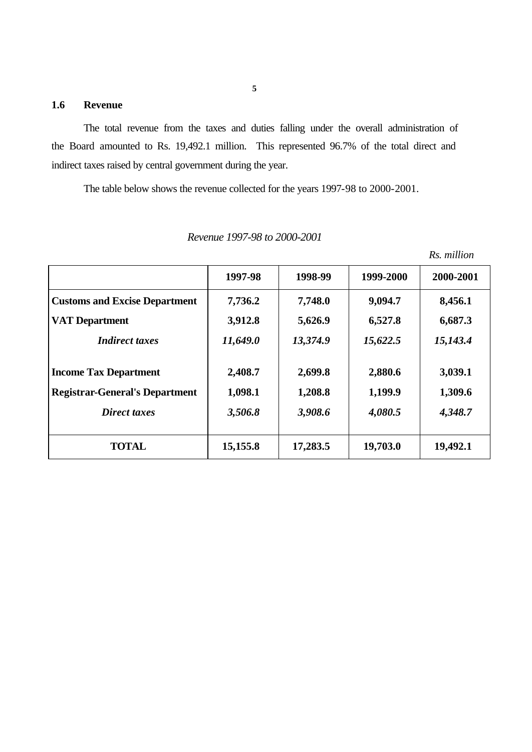## 1.6 Revenue

The total revenue from the taxes and duties falling under the overall administration of the Board amounted to Rs. 19,492.1 million. This represented 96.7% of the total direct and indirect taxes raised by central government during the year.

The table below shows the revenue collected for the years 1997-98 to 2000-2001.

*Revenue 1997-98 to 2000-2001*

*Rs. million*

| | 1997-98 | 1998-99 | 1999-2000 | 2000-2001 |
|---|---|---|---|---|
| **Customs and Excise Department** | **7,736.2** | **7,748.0** | **9,094.7** | **8,456.1** |
| **VAT Department** | **3,912.8** | **5,626.9** | **6,527.8** | **6,687.3** |
| ***Indirect taxes*** | ***11,649.0*** | ***13,374.9*** | ***15,622.5*** | ***15,143.4*** |
| **Income Tax Department** | **2,408.7** | **2,699.8** | **2,880.6** | **3,039.1** |
| **Registrar-General's Department** | **1,098.1** | **1,208.8** | **1,199.9** | **1,309.6** |
| ***Direct taxes*** | ***3,506.8*** | ***3,908.6*** | ***4,080.5*** | ***4,348.7*** |
| **TOTAL** | **15,155.8** | **17,283.5** | **19,703.0** | **19,492.1** |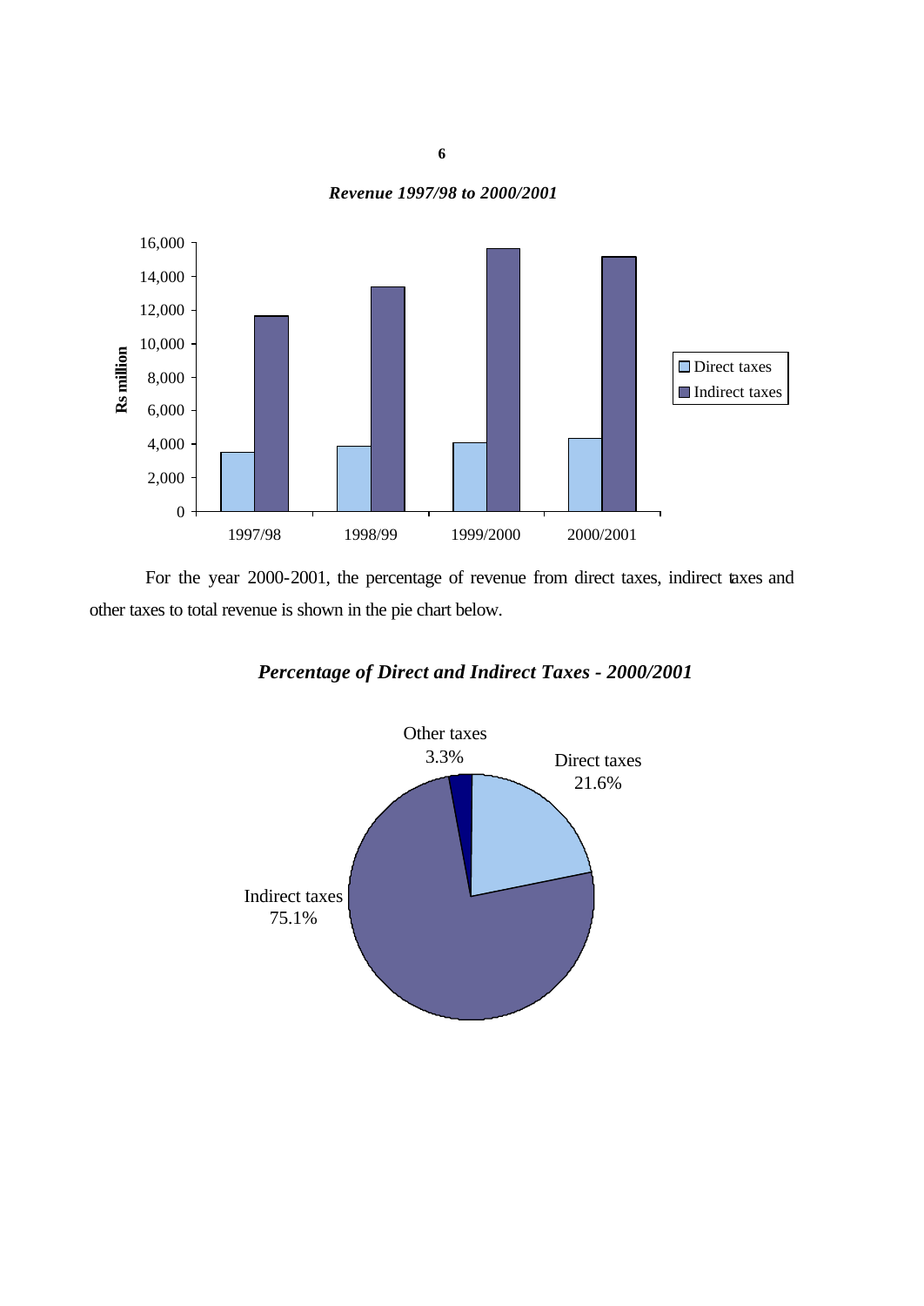***Revenue 1997/98 to 2000/2001***

For the year 2000-2001, the percentage of revenue from direct taxes, indirect taxes and other taxes to total revenue is shown in the pie chart below.

***Percentage of Direct and Indirect Taxes - 2000/2001***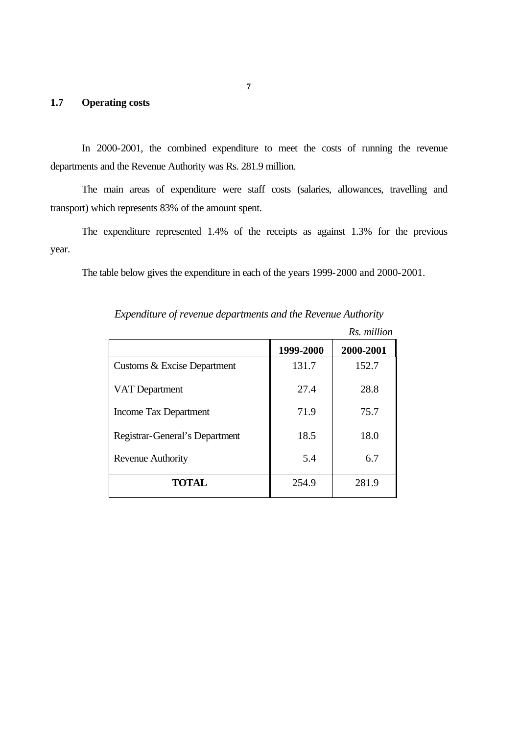## 1.7 Operating costs

In 2000-2001, the combined expenditure to meet the costs of running the revenue departments and the Revenue Authority was Rs. 281.9 million.

The main areas of expenditure were staff costs (salaries, allowances, travelling and transport) which represents 83% of the amount spent.

The expenditure represented 1.4% of the receipts as against 1.3% for the previous year.

The table below gives the expenditure in each of the years 1999-2000 and 2000-2001.

*Expenditure of revenue departments and the Revenue Authority*

*Rs. million*

| | 1999-2000 | 2000-2001 |
|---|---|---|
| Customs & Excise Department | 131.7 | 152.7 |
| VAT Department | 27.4 | 28.8 |
| Income Tax Department | 71.9 | 75.7 |
| Registrar-General's Department | 18.5 | 18.0 |
| Revenue Authority | 5.4 | 6.7 |
| **TOTAL** | 254.9 | 281.9 |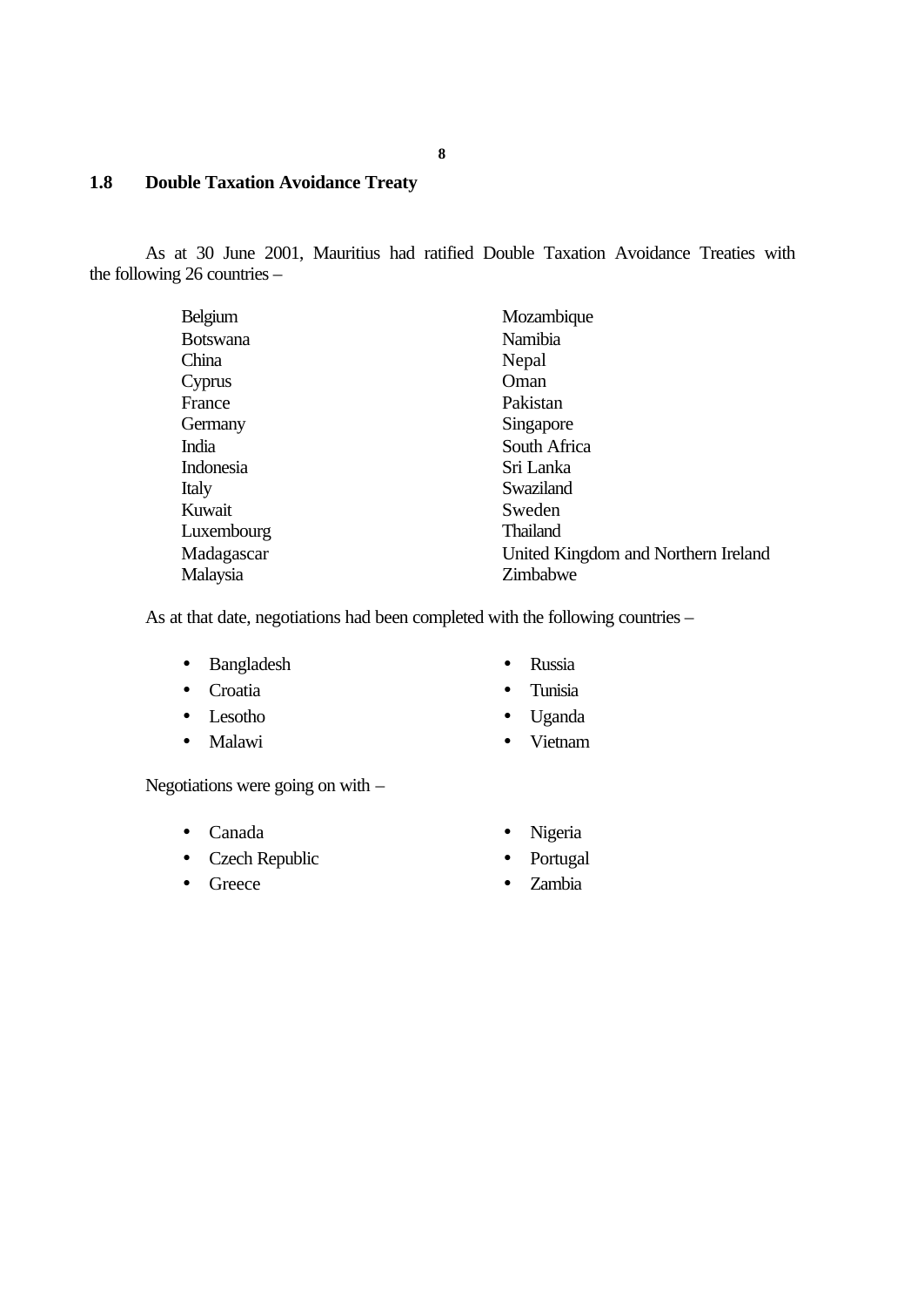## 1.8 Double Taxation Avoidance Treaty

As at 30 June 2001, Mauritius had ratified Double Taxation Avoidance Treaties with the following 26 countries –

Belgium
Botswana
China
Cyprus
France
Germany
India
Indonesia
Italy
Kuwait
Luxembourg
Madagascar
Malaysia
Mozambique
Namibia
Nepal
Oman
Pakistan
Singapore
South Africa
Sri Lanka
Swaziland
Sweden
Thailand
United Kingdom and Northern Ireland
Zimbabwe

As at that date, negotiations had been completed with the following countries –

- Bangladesh
- Croatia
- Lesotho
- Malawi
- Russia
- Tunisia
- Uganda
- Vietnam

Negotiations were going on with –

- Canada
- Czech Republic
- Greece
- Nigeria
- Portugal
- Zambia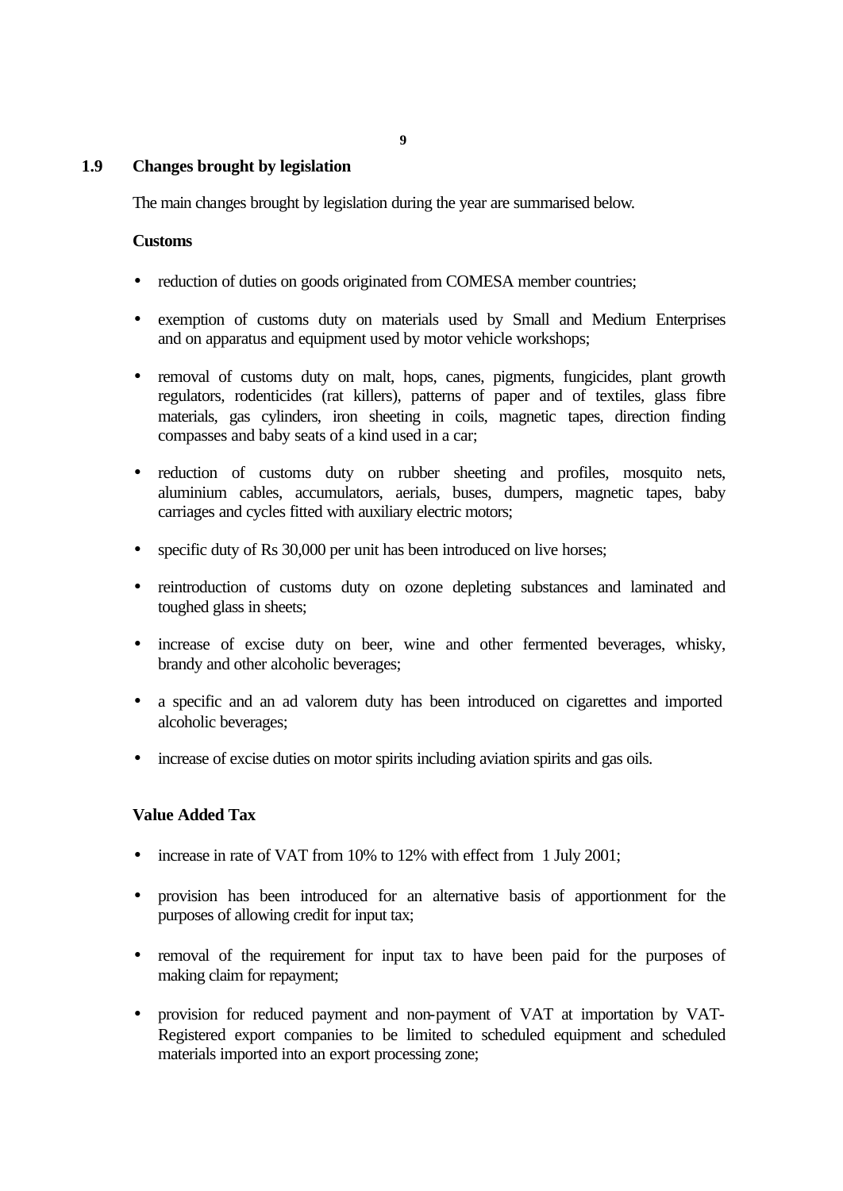## 1.9 Changes brought by legislation

The main changes brought by legislation during the year are summarised below.

**Customs**

- reduction of duties on goods originated from COMESA member countries;
- exemption of customs duty on materials used by Small and Medium Enterprises and on apparatus and equipment used by motor vehicle workshops;
- removal of customs duty on malt, hops, canes, pigments, fungicides, plant growth regulators, rodenticides (rat killers), patterns of paper and of textiles, glass fibre materials, gas cylinders, iron sheeting in coils, magnetic tapes, direction finding compasses and baby seats of a kind used in a car;
- reduction of customs duty on rubber sheeting and profiles, mosquito nets, aluminium cables, accumulators, aerials, buses, dumpers, magnetic tapes, baby carriages and cycles fitted with auxiliary electric motors;
- specific duty of Rs 30,000 per unit has been introduced on live horses;
- reintroduction of customs duty on ozone depleting substances and laminated and toughed glass in sheets;
- increase of excise duty on beer, wine and other fermented beverages, whisky, brandy and other alcoholic beverages;
- a specific and an ad valorem duty has been introduced on cigarettes and imported alcoholic beverages;
- increase of excise duties on motor spirits including aviation spirits and gas oils.

**Value Added Tax**

- increase in rate of VAT from 10% to 12% with effect from 1 July 2001;
- provision has been introduced for an alternative basis of apportionment for the purposes of allowing credit for input tax;
- removal of the requirement for input tax to have been paid for the purposes of making claim for repayment;
- provision for reduced payment and non-payment of VAT at importation by VAT-Registered export companies to be limited to scheduled equipment and scheduled materials imported into an export processing zone;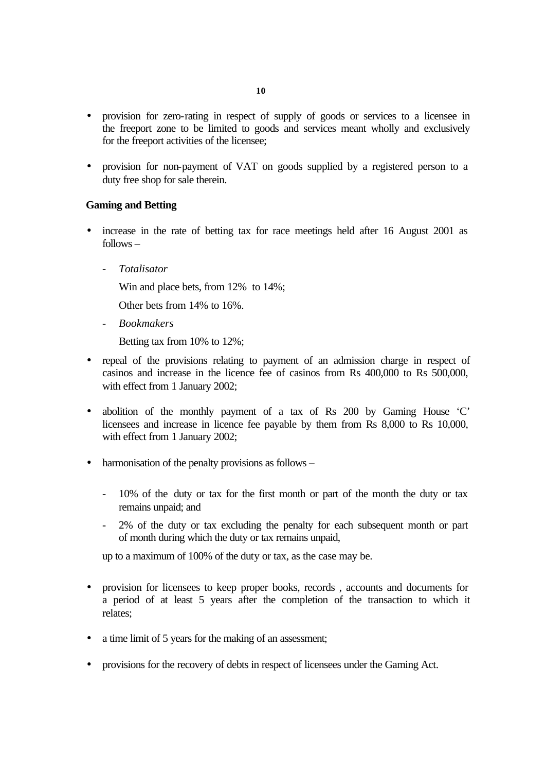- provision for zero-rating in respect of supply of goods or services to a licensee in the freeport zone to be limited to goods and services meant wholly and exclusively for the freeport activities of the licensee;

- provision for non-payment of VAT on goods supplied by a registered person to a duty free shop for sale therein.

**Gaming and Betting**

- increase in the rate of betting tax for race meetings held after 16 August 2001 as follows –

  - *Totalisator*

    Win and place bets, from 12% to 14%;

    Other bets from 14% to 16%.

  - *Bookmakers*

    Betting tax from 10% to 12%;

- repeal of the provisions relating to payment of an admission charge in respect of casinos and increase in the licence fee of casinos from Rs 400,000 to Rs 500,000, with effect from 1 January 2002;

- abolition of the monthly payment of a tax of Rs 200 by Gaming House 'C' licensees and increase in licence fee payable by them from Rs 8,000 to Rs 10,000, with effect from 1 January 2002;

- harmonisation of the penalty provisions as follows –

  - 10% of the duty or tax for the first month or part of the month the duty or tax remains unpaid; and
  - 2% of the duty or tax excluding the penalty for each subsequent month or part of month during which the duty or tax remains unpaid,

  up to a maximum of 100% of the duty or tax, as the case may be.

- provision for licensees to keep proper books, records , accounts and documents for a period of at least 5 years after the completion of the transaction to which it relates;

- a time limit of 5 years for the making of an assessment;

- provisions for the recovery of debts in respect of licensees under the Gaming Act.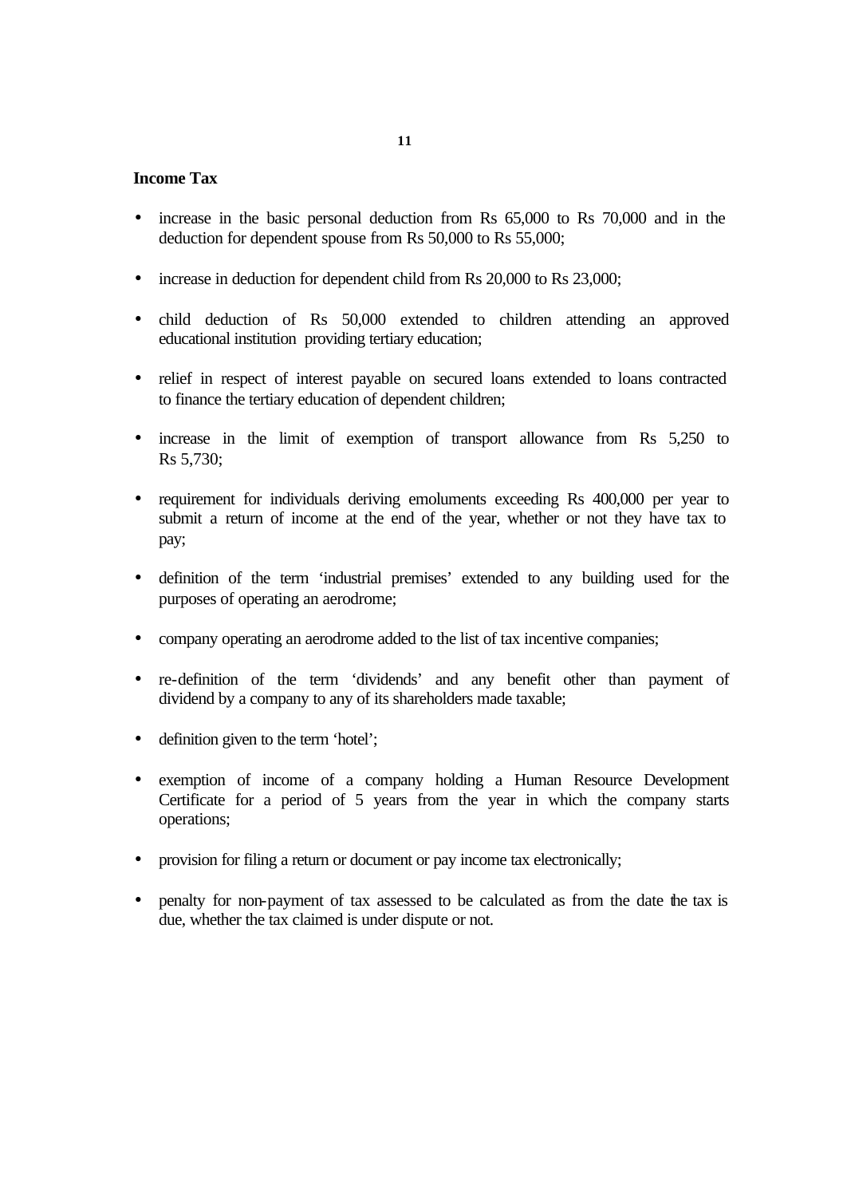**Income Tax**

- increase in the basic personal deduction from Rs 65,000 to Rs 70,000 and in the deduction for dependent spouse from Rs 50,000 to Rs 55,000;

- increase in deduction for dependent child from Rs 20,000 to Rs 23,000;

- child deduction of Rs 50,000 extended to children attending an approved educational institution providing tertiary education;

- relief in respect of interest payable on secured loans extended to loans contracted to finance the tertiary education of dependent children;

- increase in the limit of exemption of transport allowance from Rs 5,250 to Rs 5,730;

- requirement for individuals deriving emoluments exceeding Rs 400,000 per year to submit a return of income at the end of the year, whether or not they have tax to pay;

- definition of the term 'industrial premises' extended to any building used for the purposes of operating an aerodrome;

- company operating an aerodrome added to the list of tax incentive companies;

- re-definition of the term 'dividends' and any benefit other than payment of dividend by a company to any of its shareholders made taxable;

- definition given to the term 'hotel';

- exemption of income of a company holding a Human Resource Development Certificate for a period of 5 years from the year in which the company starts operations;

- provision for filing a return or document or pay income tax electronically;

- penalty for non-payment of tax assessed to be calculated as from the date the tax is due, whether the tax claimed is under dispute or not.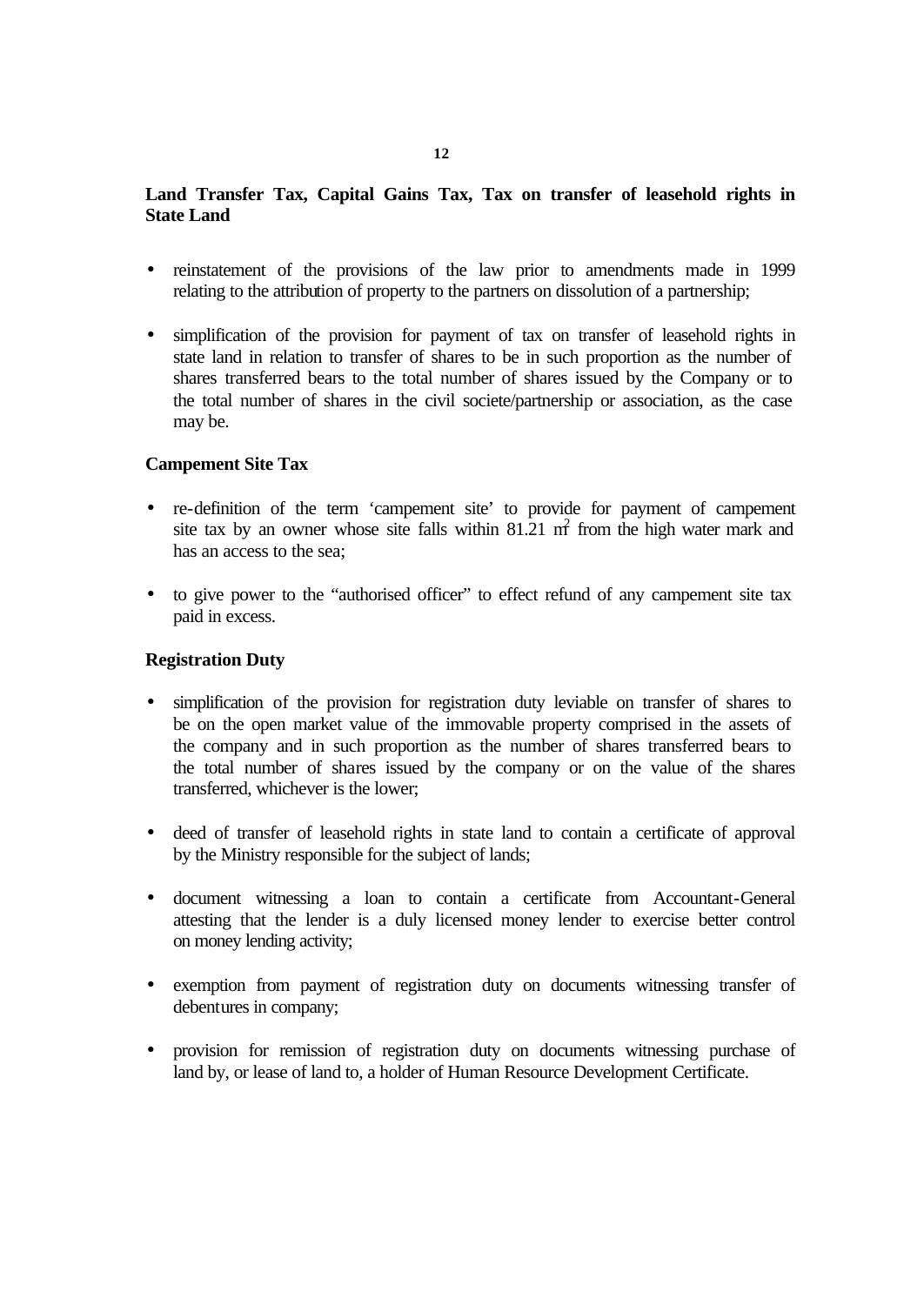**Land Transfer Tax, Capital Gains Tax, Tax on transfer of leasehold rights in State Land**

- reinstatement of the provisions of the law prior to amendments made in 1999 relating to the attribution of property to the partners on dissolution of a partnership;

- simplification of the provision for payment of tax on transfer of leasehold rights in state land in relation to transfer of shares to be in such proportion as the number of shares transferred bears to the total number of shares issued by the Company or to the total number of shares in the civil societe/partnership or association, as the case may be.

**Campement Site Tax**

- re-definition of the term 'campement site' to provide for payment of campement site tax by an owner whose site falls within 81.21 $m^2$ from the high water mark and has an access to the sea;

- to give power to the "authorised officer" to effect refund of any campement site tax paid in excess.

**Registration Duty**

- simplification of the provision for registration duty leviable on transfer of shares to be on the open market value of the immovable property comprised in the assets of the company and in such proportion as the number of shares transferred bears to the total number of shares issued by the company or on the value of the shares transferred, whichever is the lower;

- deed of transfer of leasehold rights in state land to contain a certificate of approval by the Ministry responsible for the subject of lands;

- document witnessing a loan to contain a certificate from Accountant-General attesting that the lender is a duly licensed money lender to exercise better control on money lending activity;

- exemption from payment of registration duty on documents witnessing transfer of debentures in company;

- provision for remission of registration duty on documents witnessing purchase of land by, or lease of land to, a holder of Human Resource Development Certificate.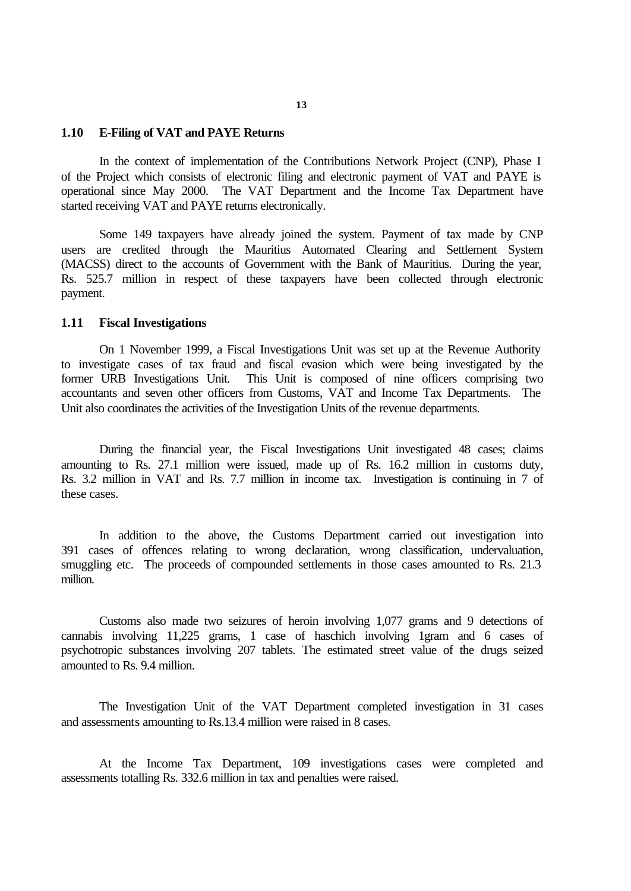### 1.10 E-Filing of VAT and PAYE Returns

In the context of implementation of the Contributions Network Project (CNP), Phase I of the Project which consists of electronic filing and electronic payment of VAT and PAYE is operational since May 2000. The VAT Department and the Income Tax Department have started receiving VAT and PAYE returns electronically.

Some 149 taxpayers have already joined the system. Payment of tax made by CNP users are credited through the Mauritius Automated Clearing and Settlement System (MACSS) direct to the accounts of Government with the Bank of Mauritius. During the year, Rs. 525.7 million in respect of these taxpayers have been collected through electronic payment.

### 1.11 Fiscal Investigations

On 1 November 1999, a Fiscal Investigations Unit was set up at the Revenue Authority to investigate cases of tax fraud and fiscal evasion which were being investigated by the former URB Investigations Unit. This Unit is composed of nine officers comprising two accountants and seven other officers from Customs, VAT and Income Tax Departments. The Unit also coordinates the activities of the Investigation Units of the revenue departments.

During the financial year, the Fiscal Investigations Unit investigated 48 cases; claims amounting to Rs. 27.1 million were issued, made up of Rs. 16.2 million in customs duty, Rs. 3.2 million in VAT and Rs. 7.7 million in income tax. Investigation is continuing in 7 of these cases.

In addition to the above, the Customs Department carried out investigation into 391 cases of offences relating to wrong declaration, wrong classification, undervaluation, smuggling etc. The proceeds of compounded settlements in those cases amounted to Rs. 21.3 million.

Customs also made two seizures of heroin involving 1,077 grams and 9 detections of cannabis involving 11,225 grams, 1 case of haschich involving 1gram and 6 cases of psychotropic substances involving 207 tablets. The estimated street value of the drugs seized amounted to Rs. 9.4 million.

The Investigation Unit of the VAT Department completed investigation in 31 cases and assessments amounting to Rs.13.4 million were raised in 8 cases.

At the Income Tax Department, 109 investigations cases were completed and assessments totalling Rs. 332.6 million in tax and penalties were raised.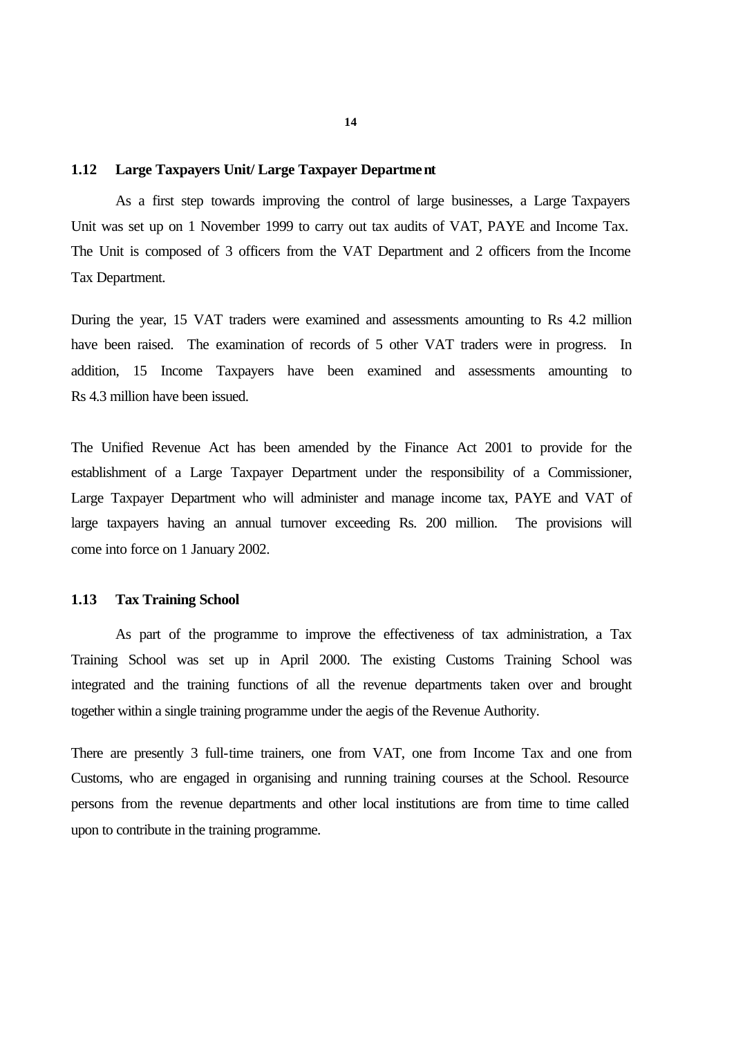## 1.12 Large Taxpayers Unit/ Large Taxpayer Department

As a first step towards improving the control of large businesses, a Large Taxpayers Unit was set up on 1 November 1999 to carry out tax audits of VAT, PAYE and Income Tax. The Unit is composed of 3 officers from the VAT Department and 2 officers from the Income Tax Department.

During the year, 15 VAT traders were examined and assessments amounting to Rs 4.2 million have been raised. The examination of records of 5 other VAT traders were in progress. In addition, 15 Income Taxpayers have been examined and assessments amounting to Rs 4.3 million have been issued.

The Unified Revenue Act has been amended by the Finance Act 2001 to provide for the establishment of a Large Taxpayer Department under the responsibility of a Commissioner, Large Taxpayer Department who will administer and manage income tax, PAYE and VAT of large taxpayers having an annual turnover exceeding Rs. 200 million. The provisions will come into force on 1 January 2002.

## 1.13 Tax Training School

As part of the programme to improve the effectiveness of tax administration, a Tax Training School was set up in April 2000. The existing Customs Training School was integrated and the training functions of all the revenue departments taken over and brought together within a single training programme under the aegis of the Revenue Authority.

There are presently 3 full-time trainers, one from VAT, one from Income Tax and one from Customs, who are engaged in organising and running training courses at the School. Resource persons from the revenue departments and other local institutions are from time to time called upon to contribute in the training programme.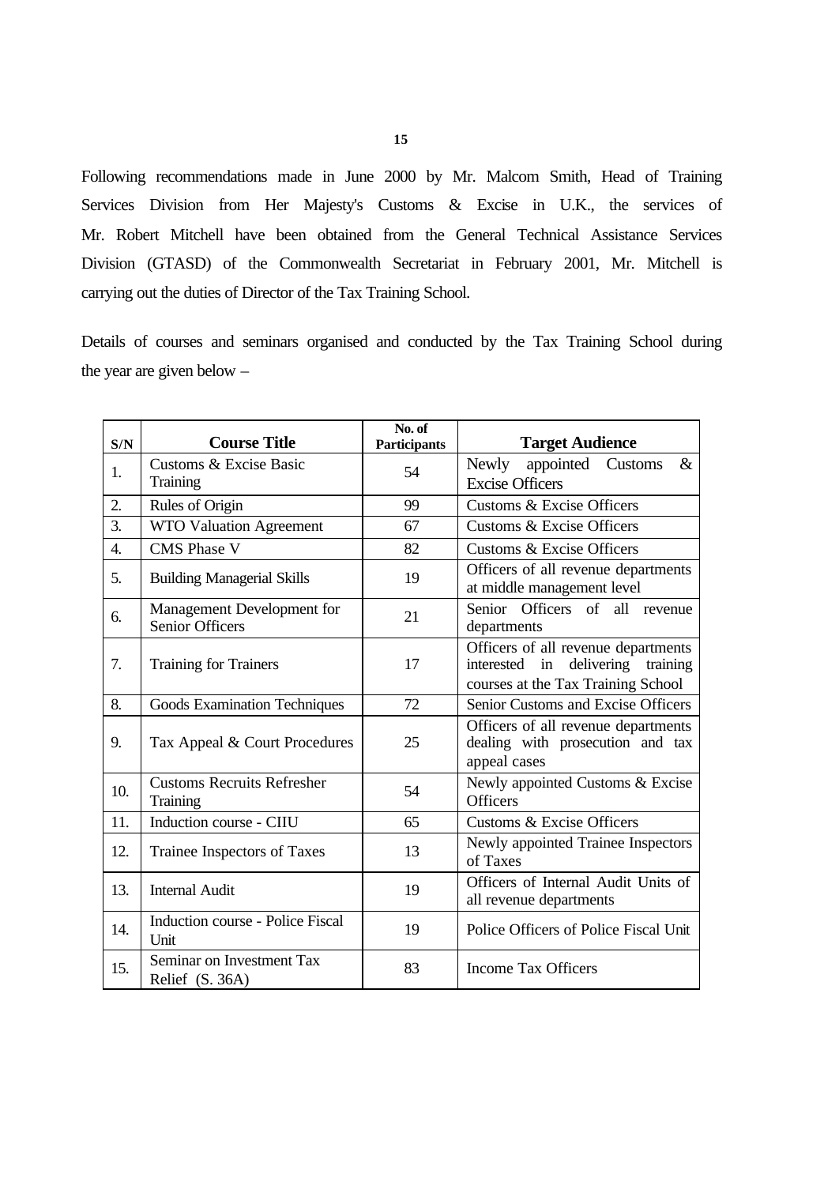Following recommendations made in June 2000 by Mr. Malcom Smith, Head of Training Services Division from Her Majesty's Customs & Excise in U.K., the services of Mr. Robert Mitchell have been obtained from the General Technical Assistance Services Division (GTASD) of the Commonwealth Secretariat in February 2001, Mr. Mitchell is carrying out the duties of Director of the Tax Training School.

Details of courses and seminars organised and conducted by the Tax Training School during the year are given below –

| S/N | Course Title | No. of Participants | Target Audience |
|---|---|---|---|
| 1. | Customs & Excise Basic Training | 54 | Newly appointed Customs & Excise Officers |
| 2. | Rules of Origin | 99 | Customs & Excise Officers |
| 3. | WTO Valuation Agreement | 67 | Customs & Excise Officers |
| 4. | CMS Phase V | 82 | Customs & Excise Officers |
| 5. | Building Managerial Skills | 19 | Officers of all revenue departments at middle management level |
| 6. | Management Development for Senior Officers | 21 | Senior Officers of all revenue departments |
| 7. | Training for Trainers | 17 | Officers of all revenue departments interested in delivering training courses at the Tax Training School |
| 8. | Goods Examination Techniques | 72 | Senior Customs and Excise Officers |
| 9. | Tax Appeal & Court Procedures | 25 | Officers of all revenue departments dealing with prosecution and tax appeal cases |
| 10. | Customs Recruits Refresher Training | 54 | Newly appointed Customs & Excise Officers |
| 11. | Induction course - CIIU | 65 | Customs & Excise Officers |
| 12. | Trainee Inspectors of Taxes | 13 | Newly appointed Trainee Inspectors of Taxes |
| 13. | Internal Audit | 19 | Officers of Internal Audit Units of all revenue departments |
| 14. | Induction course - Police Fiscal Unit | 19 | Police Officers of Police Fiscal Unit |
| 15. | Seminar on Investment Tax Relief (S. 36A) | 83 | Income Tax Officers |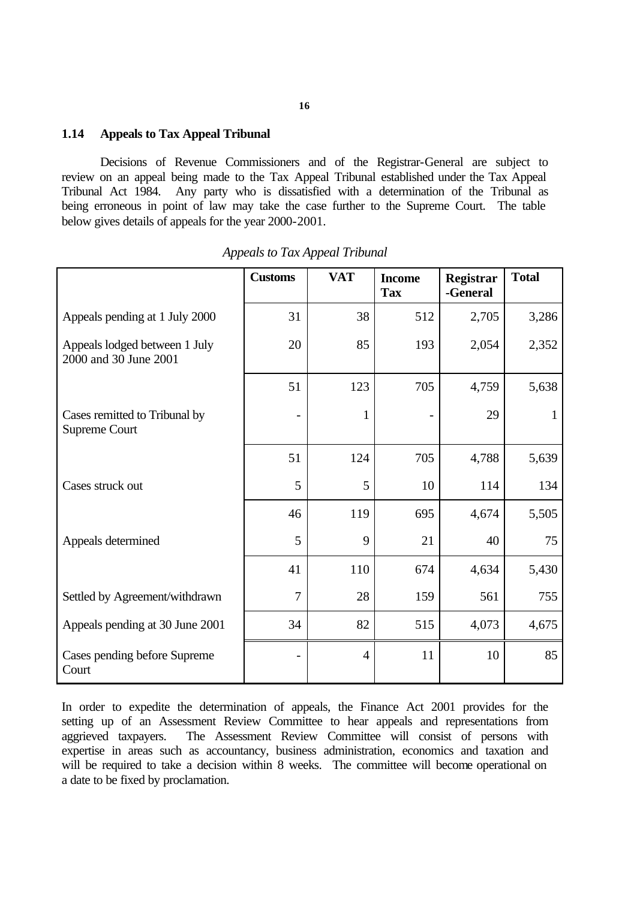## 1.14 Appeals to Tax Appeal Tribunal

Decisions of Revenue Commissioners and of the Registrar-General are subject to review on an appeal being made to the Tax Appeal Tribunal established under the Tax Appeal Tribunal Act 1984. Any party who is dissatisfied with a determination of the Tribunal as being erroneous in point of law may take the case further to the Supreme Court. The table below gives details of appeals for the year 2000-2001.

*Appeals to Tax Appeal Tribunal*

| | Customs | VAT | Income Tax | Registrar -General | Total |
|---|---|---|---|---|---|
| Appeals pending at 1 July 2000 | 31 | 38 | 512 | 2,705 | 3,286 |
| Appeals lodged between 1 July 2000 and 30 June 2001 | 20 | 85 | 193 | 2,054 | 2,352 |
| | 51 | 123 | 705 | 4,759 | 5,638 |
| Cases remitted to Tribunal by Supreme Court | - | 1 | - | 29 | 1 |
| | 51 | 124 | 705 | 4,788 | 5,639 |
| Cases struck out | 5 | 5 | 10 | 114 | 134 |
| | 46 | 119 | 695 | 4,674 | 5,505 |
| Appeals determined | 5 | 9 | 21 | 40 | 75 |
| | 41 | 110 | 674 | 4,634 | 5,430 |
| Settled by Agreement/withdrawn | 7 | 28 | 159 | 561 | 755 |
| Appeals pending at 30 June 2001 | 34 | 82 | 515 | 4,073 | 4,675 |
| Cases pending before Supreme Court | - | 4 | 11 | 10 | 85 |

In order to expedite the determination of appeals, the Finance Act 2001 provides for the setting up of an Assessment Review Committee to hear appeals and representations from aggrieved taxpayers. The Assessment Review Committee will consist of persons with expertise in areas such as accountancy, business administration, economics and taxation and will be required to take a decision within 8 weeks. The committee will become operational on a date to be fixed by proclamation.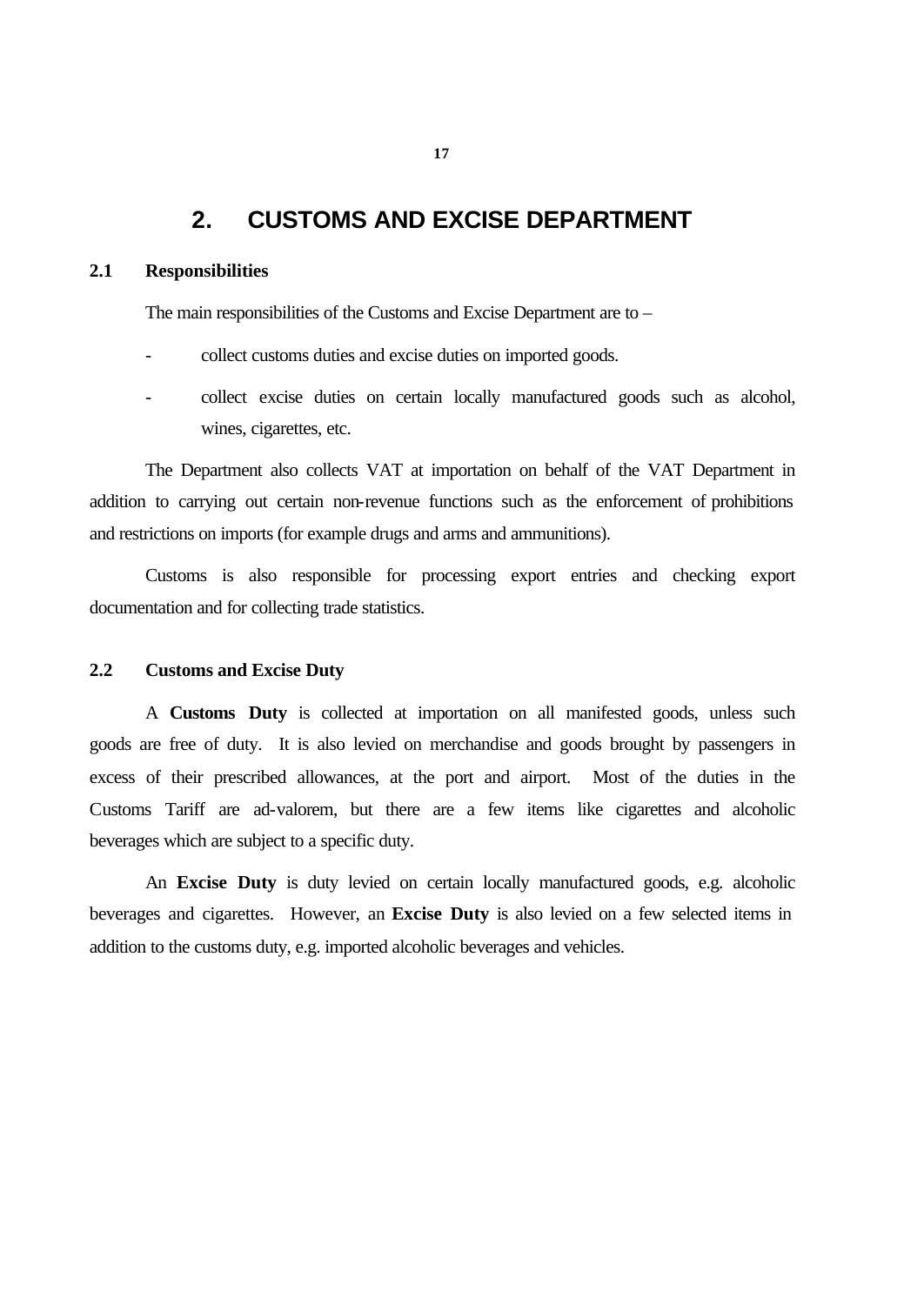# 2. CUSTOMS AND EXCISE DEPARTMENT

## 2.1 Responsibilities

The main responsibilities of the Customs and Excise Department are to –

- collect customs duties and excise duties on imported goods.
- collect excise duties on certain locally manufactured goods such as alcohol, wines, cigarettes, etc.

The Department also collects VAT at importation on behalf of the VAT Department in addition to carrying out certain non-revenue functions such as the enforcement of prohibitions and restrictions on imports (for example drugs and arms and ammunitions).

Customs is also responsible for processing export entries and checking export documentation and for collecting trade statistics.

## 2.2 Customs and Excise Duty

A **Customs Duty** is collected at importation on all manifested goods, unless such goods are free of duty. It is also levied on merchandise and goods brought by passengers in excess of their prescribed allowances, at the port and airport. Most of the duties in the Customs Tariff are ad-valorem, but there are a few items like cigarettes and alcoholic beverages which are subject to a specific duty.

An **Excise Duty** is duty levied on certain locally manufactured goods, e.g. alcoholic beverages and cigarettes. However, an **Excise Duty** is also levied on a few selected items in addition to the customs duty, e.g. imported alcoholic beverages and vehicles.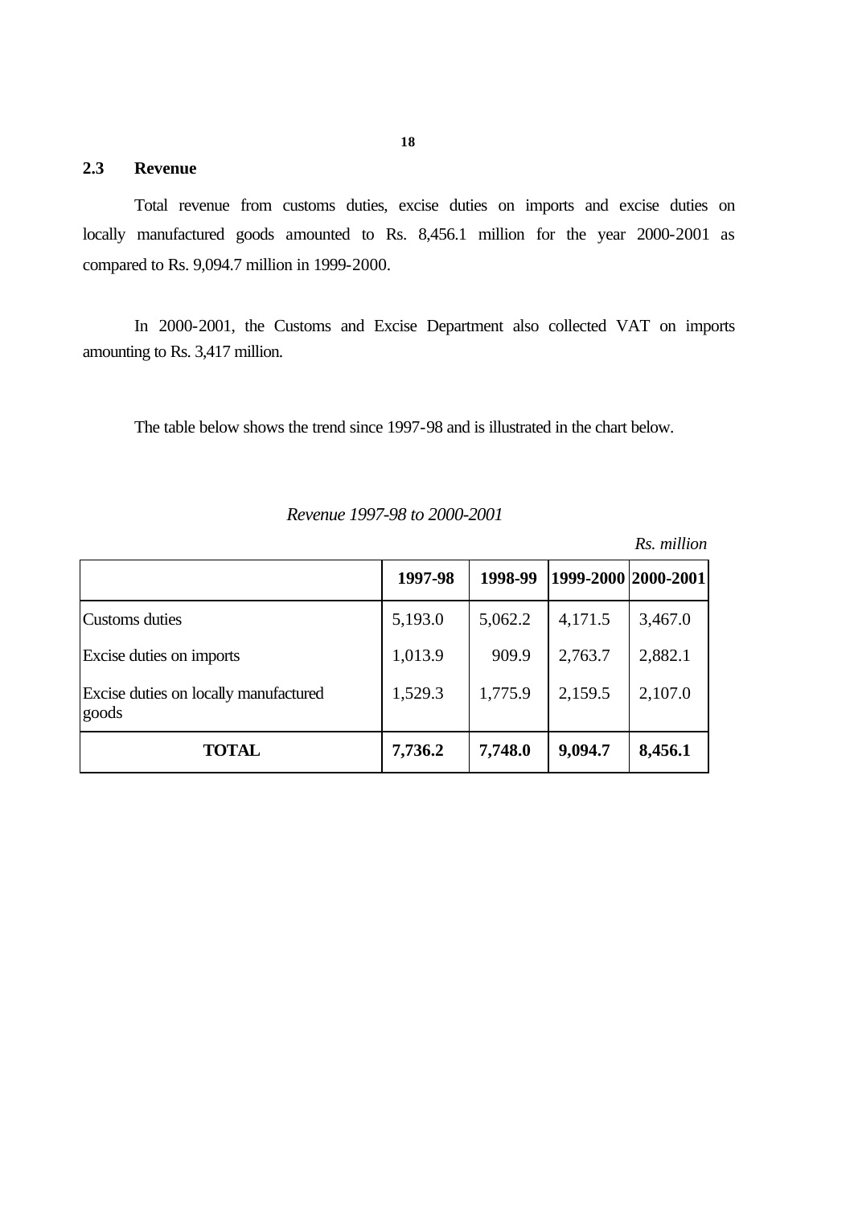## 2.3 Revenue

Total revenue from customs duties, excise duties on imports and excise duties on locally manufactured goods amounted to Rs. 8,456.1 million for the year 2000-2001 as compared to Rs. 9,094.7 million in 1999-2000.

In 2000-2001, the Customs and Excise Department also collected VAT on imports amounting to Rs. 3,417 million.

The table below shows the trend since 1997-98 and is illustrated in the chart below.

*Revenue 1997-98 to 2000-2001*

*Rs. million*

| | 1997-98 | 1998-99 | 1999-2000 | 2000-2001 |
|---|---|---|---|---|
| Customs duties | 5,193.0 | 5,062.2 | 4,171.5 | 3,467.0 |
| Excise duties on imports | 1,013.9 | 909.9 | 2,763.7 | 2,882.1 |
| Excise duties on locally manufactured goods | 1,529.3 | 1,775.9 | 2,159.5 | 2,107.0 |
| **TOTAL** | **7,736.2** | **7,748.0** | **9,094.7** | **8,456.1** |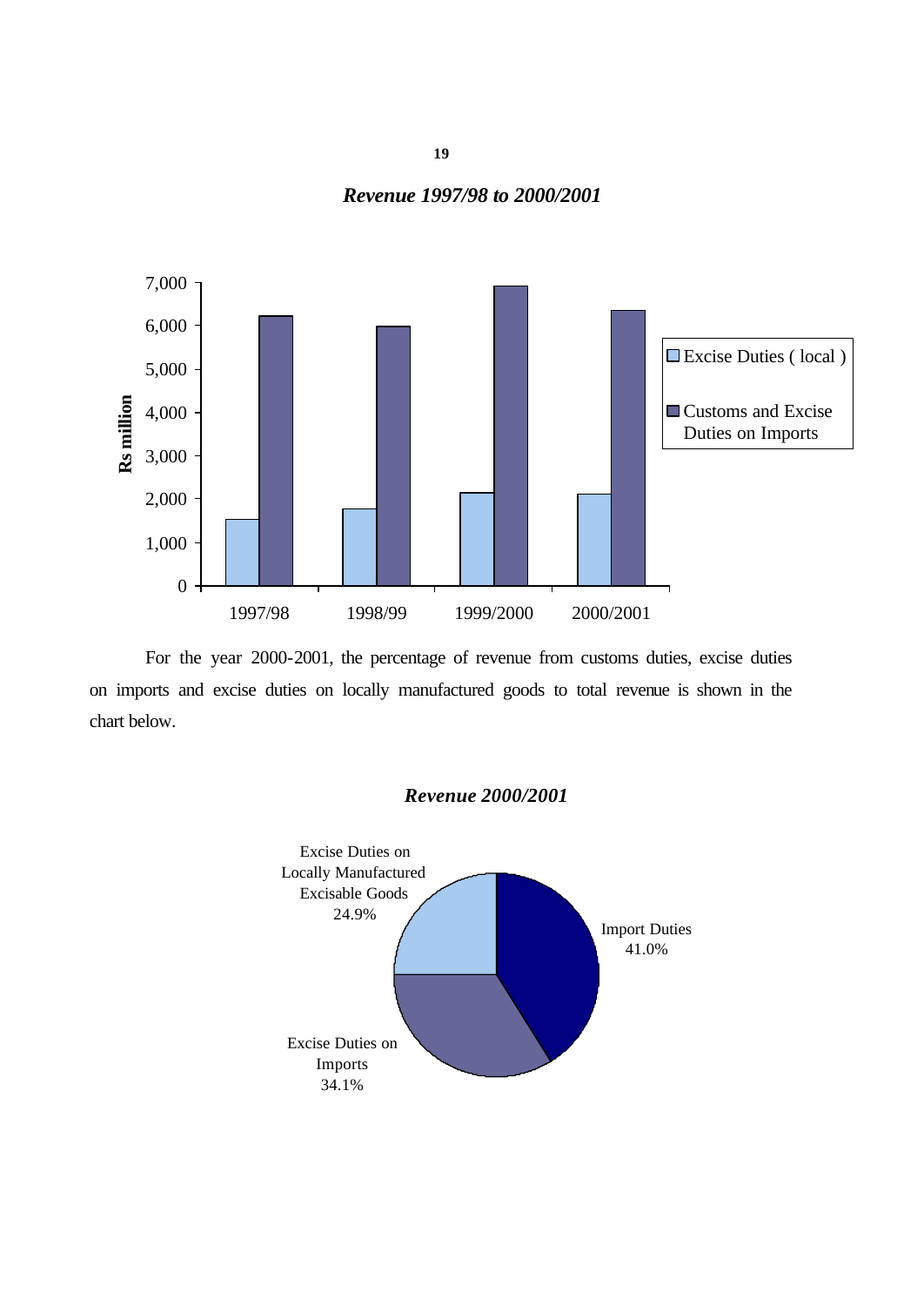***Revenue 1997/98 to 2000/2001***

For the year 2000-2001, the percentage of revenue from customs duties, excise duties on imports and excise duties on locally manufactured goods to total revenue is shown in the chart below.

***Revenue 2000/2001***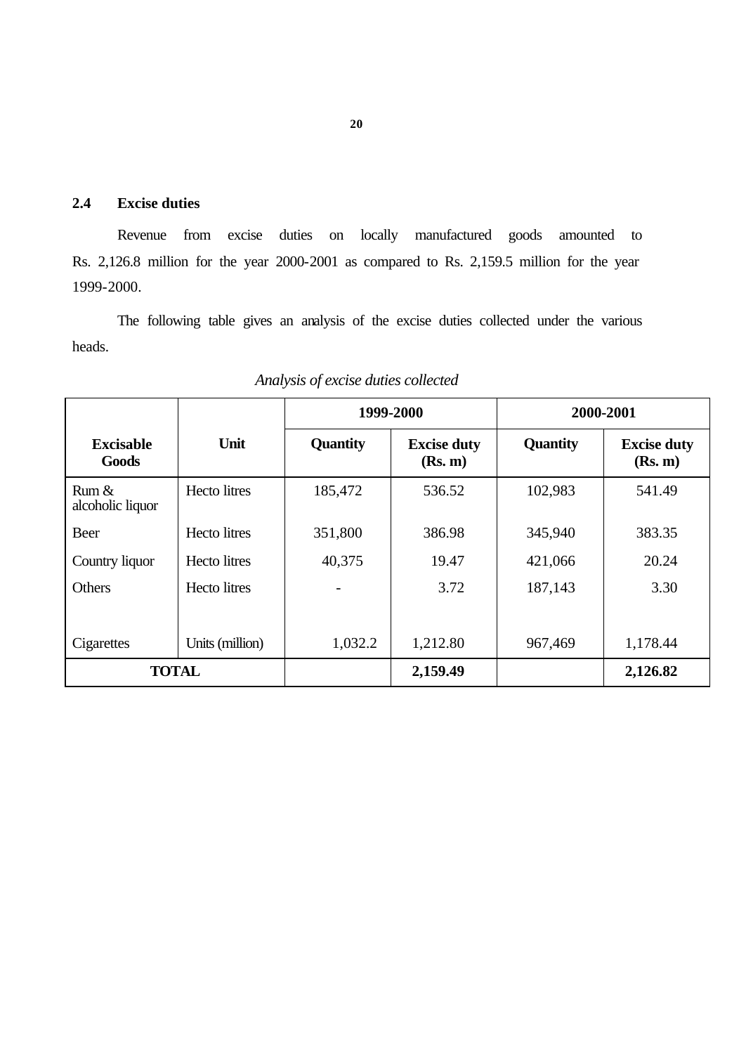## 2.4 Excise duties

Revenue from excise duties on locally manufactured goods amounted to Rs. 2,126.8 million for the year 2000-2001 as compared to Rs. 2,159.5 million for the year 1999-2000.

The following table gives an analysis of the excise duties collected under the various heads.

*Analysis of excise duties collected*

| | | 1999-2000 | | 2000-2001 | |
|---|---|---|---|---|---|
| **Excisable Goods** | **Unit** | **Quantity** | **Excise duty (Rs. m)** | **Quantity** | **Excise duty (Rs. m)** |
| Rum & alcoholic liquor | Hecto litres | 185,472 | 536.52 | 102,983 | 541.49 |
| Beer | Hecto litres | 351,800 | 386.98 | 345,940 | 383.35 |
| Country liquor | Hecto litres | 40,375 | 19.47 | 421,066 | 20.24 |
| Others | Hecto litres | - | 3.72 | 187,143 | 3.30 |
| Cigarettes | Units (million) | 1,032.2 | 1,212.80 | 967,469 | 1,178.44 |
| **TOTAL** | | | **2,159.49** | | **2,126.82** |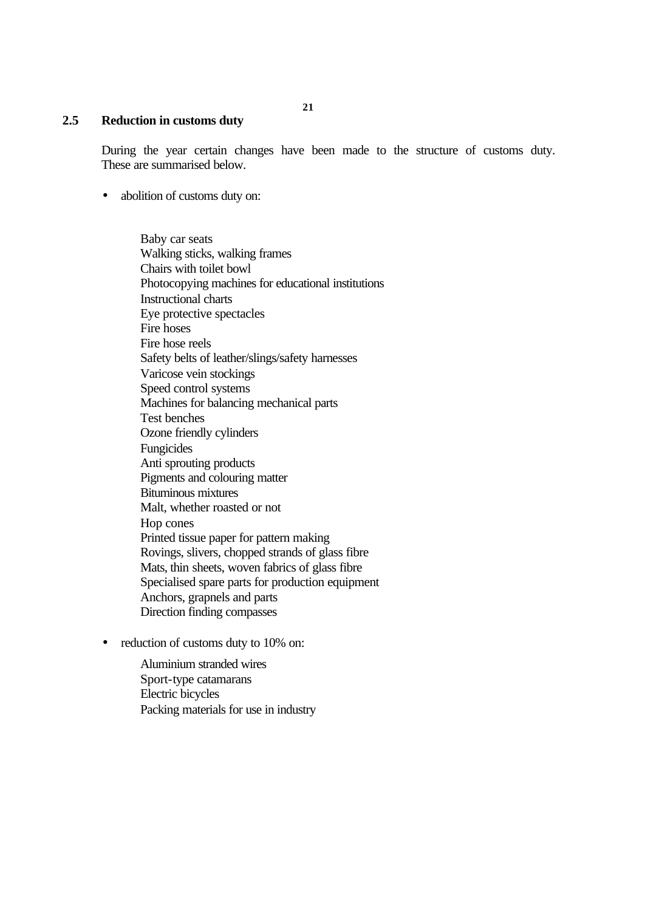## 2.5 Reduction in customs duty

During the year certain changes have been made to the structure of customs duty. These are summarised below.

- abolition of customs duty on:

  Baby car seats
  Walking sticks, walking frames
  Chairs with toilet bowl
  Photocopying machines for educational institutions
  Instructional charts
  Eye protective spectacles
  Fire hoses
  Fire hose reels
  Safety belts of leather/slings/safety harnesses
  Varicose vein stockings
  Speed control systems
  Machines for balancing mechanical parts
  Test benches
  Ozone friendly cylinders
  Fungicides
  Anti sprouting products
  Pigments and colouring matter
  Bituminous mixtures
  Malt, whether roasted or not
  Hop cones
  Printed tissue paper for pattern making
  Rovings, slivers, chopped strands of glass fibre
  Mats, thin sheets, woven fabrics of glass fibre
  Specialised spare parts for production equipment
  Anchors, grapnels and parts
  Direction finding compasses

- reduction of customs duty to 10% on:

  Aluminium stranded wires
  Sport-type catamarans
  Electric bicycles
  Packing materials for use in industry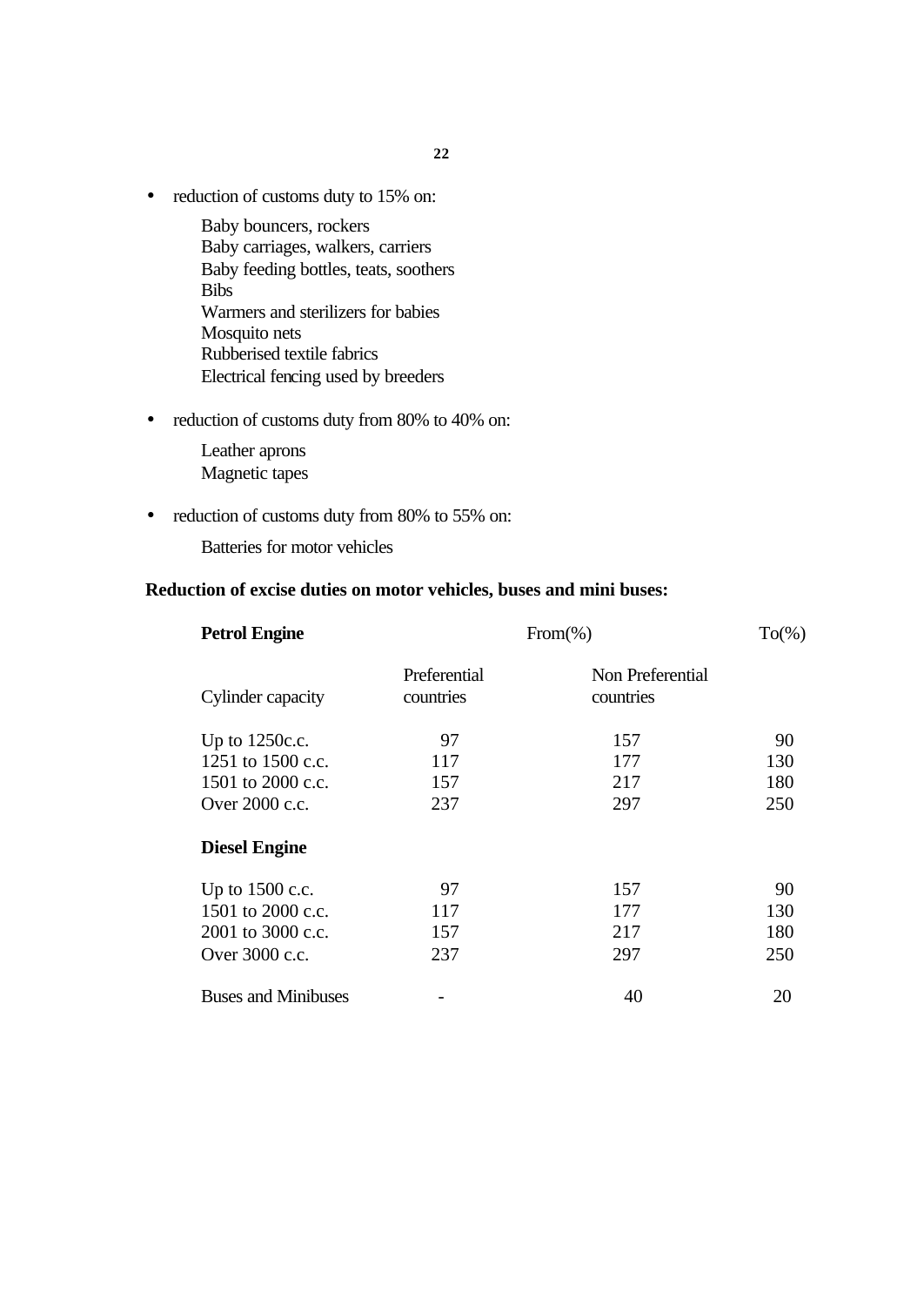- reduction of customs duty to 15% on:

  Baby bouncers, rockers
  Baby carriages, walkers, carriers
  Baby feeding bottles, teats, soothers
  Bibs
  Warmers and sterilizers for babies
  Mosquito nets
  Rubberised textile fabrics
  Electrical fencing used by breeders

- reduction of customs duty from 80% to 40% on:

  Leather aprons
  Magnetic tapes

- reduction of customs duty from 80% to 55% on:

  Batteries for motor vehicles

**Reduction of excise duties on motor vehicles, buses and mini buses:**

| **Petrol Engine** | From(%) | | To(%) |
|---|---|---|---|
| Cylinder capacity | Preferential countries | Non Preferential countries | |
| Up to 1250c.c. | 97 | 157 | 90 |
| 1251 to 1500 c.c. | 117 | 177 | 130 |
| 1501 to 2000 c.c. | 157 | 217 | 180 |
| Over 2000 c.c. | 237 | 297 | 250 |
| **Diesel Engine** | | | |
| Up to 1500 c.c. | 97 | 157 | 90 |
| 1501 to 2000 c.c. | 117 | 177 | 130 |
| 2001 to 3000 c.c. | 157 | 217 | 180 |
| Over 3000 c.c. | 237 | 297 | 250 |
| Buses and Minibuses | - | 40 | 20 |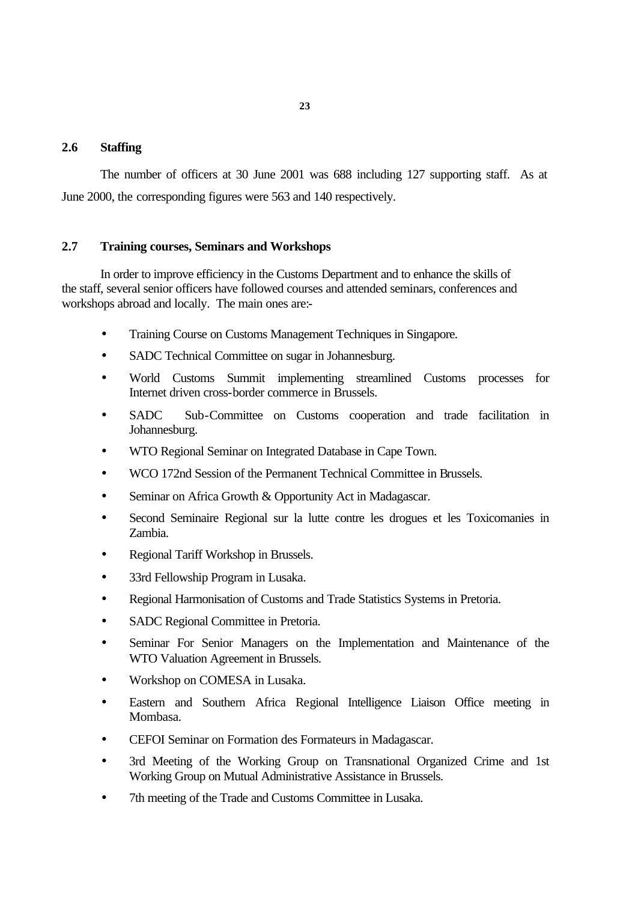## 2.6 Staffing

The number of officers at 30 June 2001 was 688 including 127 supporting staff. As at June 2000, the corresponding figures were 563 and 140 respectively.

## 2.7 Training courses, Seminars and Workshops

In order to improve efficiency in the Customs Department and to enhance the skills of the staff, several senior officers have followed courses and attended seminars, conferences and workshops abroad and locally. The main ones are:-

- Training Course on Customs Management Techniques in Singapore.
- SADC Technical Committee on sugar in Johannesburg.
- World Customs Summit implementing streamlined Customs processes for Internet driven cross-border commerce in Brussels.
- SADC Sub-Committee on Customs cooperation and trade facilitation in Johannesburg.
- WTO Regional Seminar on Integrated Database in Cape Town.
- WCO 172nd Session of the Permanent Technical Committee in Brussels.
- Seminar on Africa Growth & Opportunity Act in Madagascar.
- Second Seminaire Regional sur la lutte contre les drogues et les Toxicomanies in Zambia.
- Regional Tariff Workshop in Brussels.
- 33rd Fellowship Program in Lusaka.
- Regional Harmonisation of Customs and Trade Statistics Systems in Pretoria.
- SADC Regional Committee in Pretoria.
- Seminar For Senior Managers on the Implementation and Maintenance of the WTO Valuation Agreement in Brussels.
- Workshop on COMESA in Lusaka.
- Eastern and Southern Africa Regional Intelligence Liaison Office meeting in Mombasa.
- CEFOI Seminar on Formation des Formateurs in Madagascar.
- 3rd Meeting of the Working Group on Transnational Organized Crime and 1st Working Group on Mutual Administrative Assistance in Brussels.
- 7th meeting of the Trade and Customs Committee in Lusaka.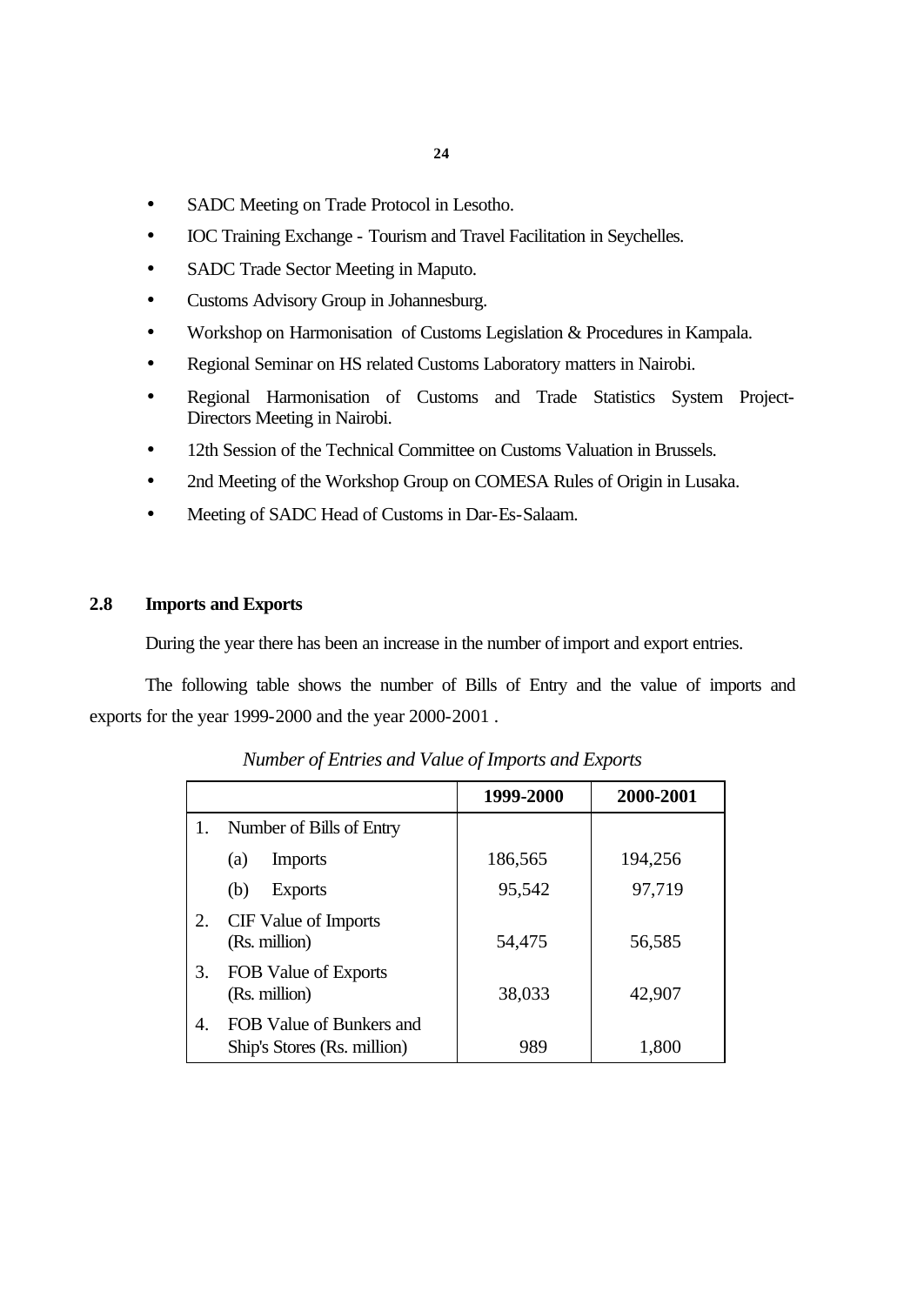- SADC Meeting on Trade Protocol in Lesotho.
- IOC Training Exchange - Tourism and Travel Facilitation in Seychelles.
- SADC Trade Sector Meeting in Maputo.
- Customs Advisory Group in Johannesburg.
- Workshop on Harmonisation of Customs Legislation & Procedures in Kampala.
- Regional Seminar on HS related Customs Laboratory matters in Nairobi.
- Regional Harmonisation of Customs and Trade Statistics System Project-Directors Meeting in Nairobi.
- 12th Session of the Technical Committee on Customs Valuation in Brussels.
- 2nd Meeting of the Workshop Group on COMESA Rules of Origin in Lusaka.
- Meeting of SADC Head of Customs in Dar-Es-Salaam.

## 2.8 Imports and Exports

During the year there has been an increase in the number of import and export entries.

The following table shows the number of Bills of Entry and the value of imports and exports for the year 1999-2000 and the year 2000-2001 .

*Number of Entries and Value of Imports and Exports*

| | 1999-2000 | 2000-2001 |
|---|---|---|
| 1. Number of Bills of Entry | | |
| (a) Imports | 186,565 | 194,256 |
| (b) Exports | 95,542 | 97,719 |
| 2. CIF Value of Imports (Rs. million) | 54,475 | 56,585 |
| 3. FOB Value of Exports (Rs. million) | 38,033 | 42,907 |
| 4. FOB Value of Bunkers and Ship's Stores (Rs. million) | 989 | 1,800 |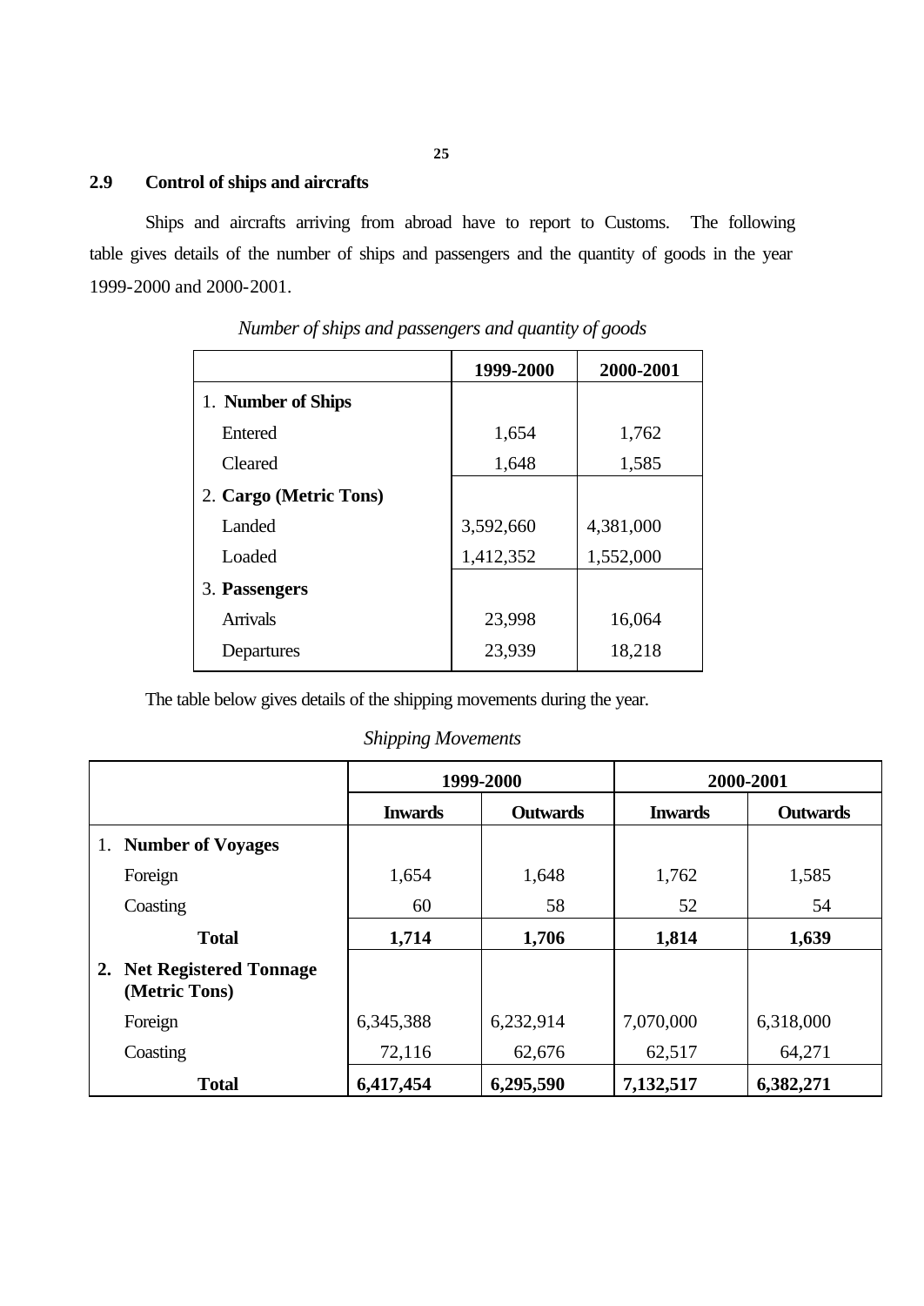## 2.9 Control of ships and aircrafts

Ships and aircrafts arriving from abroad have to report to Customs. The following table gives details of the number of ships and passengers and the quantity of goods in the year 1999-2000 and 2000-2001.

*Number of ships and passengers and quantity of goods*

| | 1999-2000 | 2000-2001 |
|---|---|---|
| 1. **Number of Ships** | | |
| Entered | 1,654 | 1,762 |
| Cleared | 1,648 | 1,585 |
| 2. **Cargo (Metric Tons)** | | |
| Landed | 3,592,660 | 4,381,000 |
| Loaded | 1,412,352 | 1,552,000 |
| 3. **Passengers** | | |
| Arrivals | 23,998 | 16,064 |
| Departures | 23,939 | 18,218 |

The table below gives details of the shipping movements during the year.

*Shipping Movements*

| | 1999-2000 | | 2000-2001 | |
|---|---|---|---|---|
| | **Inwards** | **Outwards** | **Inwards** | **Outwards** |
| 1. **Number of Voyages** | | | | |
| Foreign | 1,654 | 1,648 | 1,762 | 1,585 |
| Coasting | 60 | 58 | 52 | 54 |
| **Total** | **1,714** | **1,706** | **1,814** | **1,639** |
| 2. **Net Registered Tonnage (Metric Tons)** | | | | |
| Foreign | 6,345,388 | 6,232,914 | 7,070,000 | 6,318,000 |
| Coasting | 72,116 | 62,676 | 62,517 | 64,271 |
| **Total** | **6,417,454** | **6,295,590** | **7,132,517** | **6,382,271** |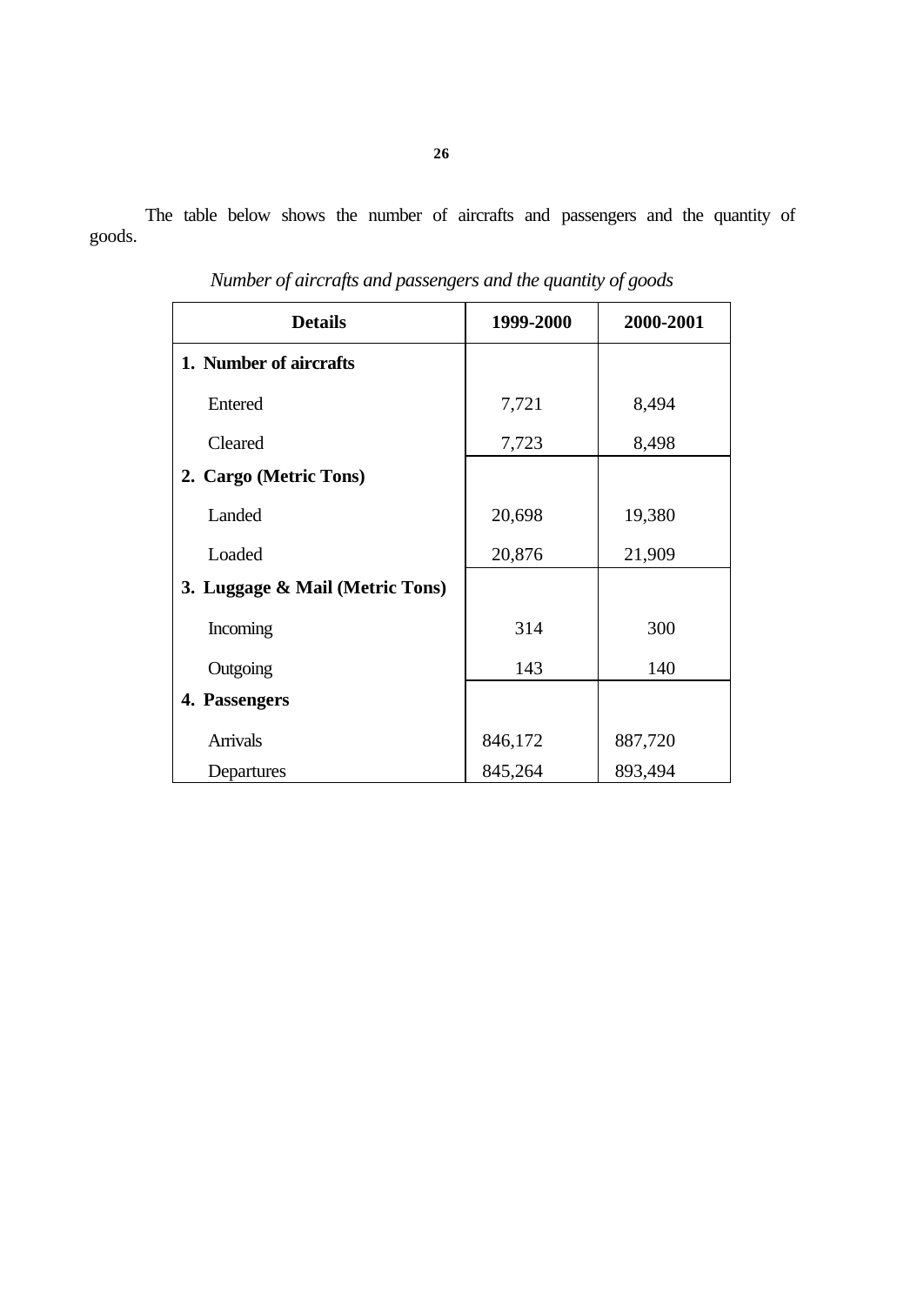The table below shows the number of aircrafts and passengers and the quantity of goods.

*Number of aircrafts and passengers and the quantity of goods*

| Details | 1999-2000 | 2000-2001 |
|---|---|---|
| **1. Number of aircrafts** | | |
| Entered | 7,721 | 8,494 |
| Cleared | 7,723 | 8,498 |
| **2. Cargo (Metric Tons)** | | |
| Landed | 20,698 | 19,380 |
| Loaded | 20,876 | 21,909 |
| **3. Luggage & Mail (Metric Tons)** | | |
| Incoming | 314 | 300 |
| Outgoing | 143 | 140 |
| **4. Passengers** | | |
| Arrivals | 846,172 | 887,720 |
| Departures | 845,264 | 893,494 |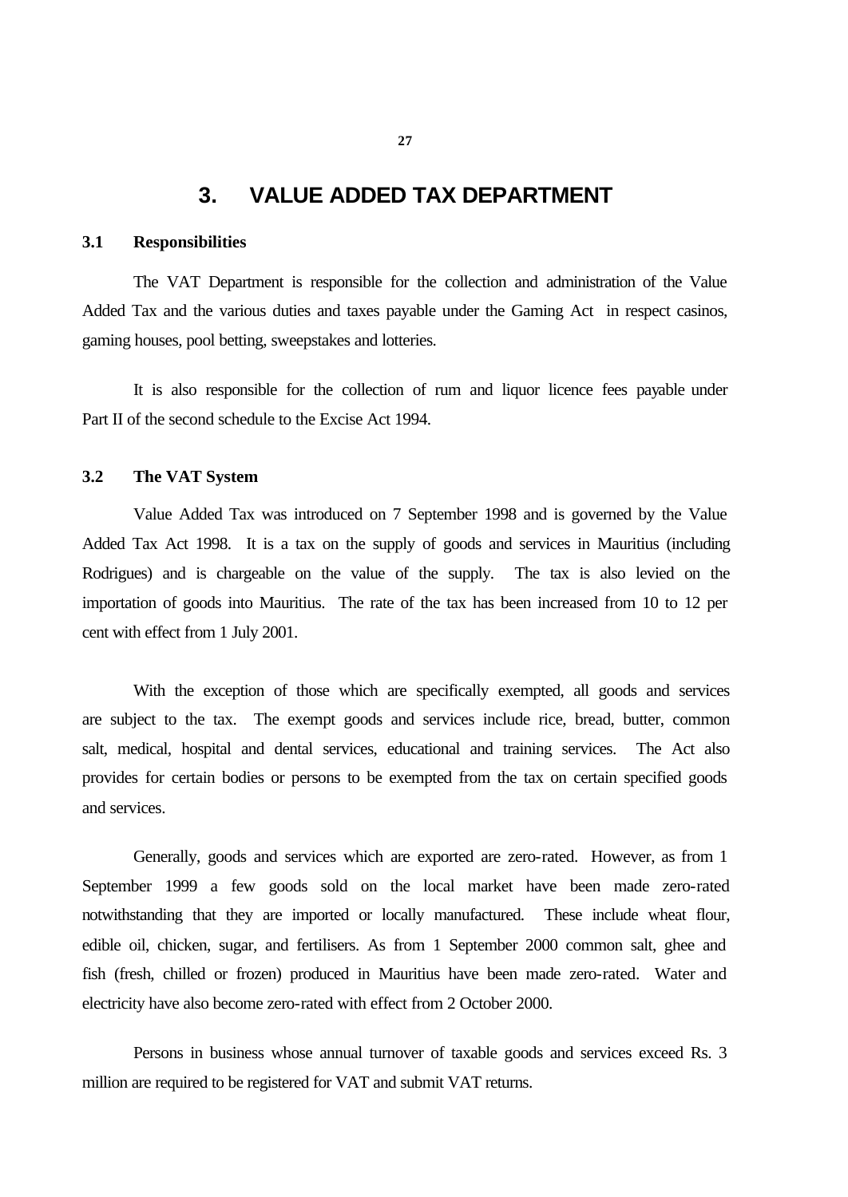# 3. VALUE ADDED TAX DEPARTMENT

## 3.1 Responsibilities

The VAT Department is responsible for the collection and administration of the Value Added Tax and the various duties and taxes payable under the Gaming Act in respect casinos, gaming houses, pool betting, sweepstakes and lotteries.

It is also responsible for the collection of rum and liquor licence fees payable under Part II of the second schedule to the Excise Act 1994.

## 3.2 The VAT System

Value Added Tax was introduced on 7 September 1998 and is governed by the Value Added Tax Act 1998. It is a tax on the supply of goods and services in Mauritius (including Rodrigues) and is chargeable on the value of the supply. The tax is also levied on the importation of goods into Mauritius. The rate of the tax has been increased from 10 to 12 per cent with effect from 1 July 2001.

With the exception of those which are specifically exempted, all goods and services are subject to the tax. The exempt goods and services include rice, bread, butter, common salt, medical, hospital and dental services, educational and training services. The Act also provides for certain bodies or persons to be exempted from the tax on certain specified goods and services.

Generally, goods and services which are exported are zero-rated. However, as from 1 September 1999 a few goods sold on the local market have been made zero-rated notwithstanding that they are imported or locally manufactured. These include wheat flour, edible oil, chicken, sugar, and fertilisers. As from 1 September 2000 common salt, ghee and fish (fresh, chilled or frozen) produced in Mauritius have been made zero-rated. Water and electricity have also become zero-rated with effect from 2 October 2000.

Persons in business whose annual turnover of taxable goods and services exceed Rs. 3 million are required to be registered for VAT and submit VAT returns.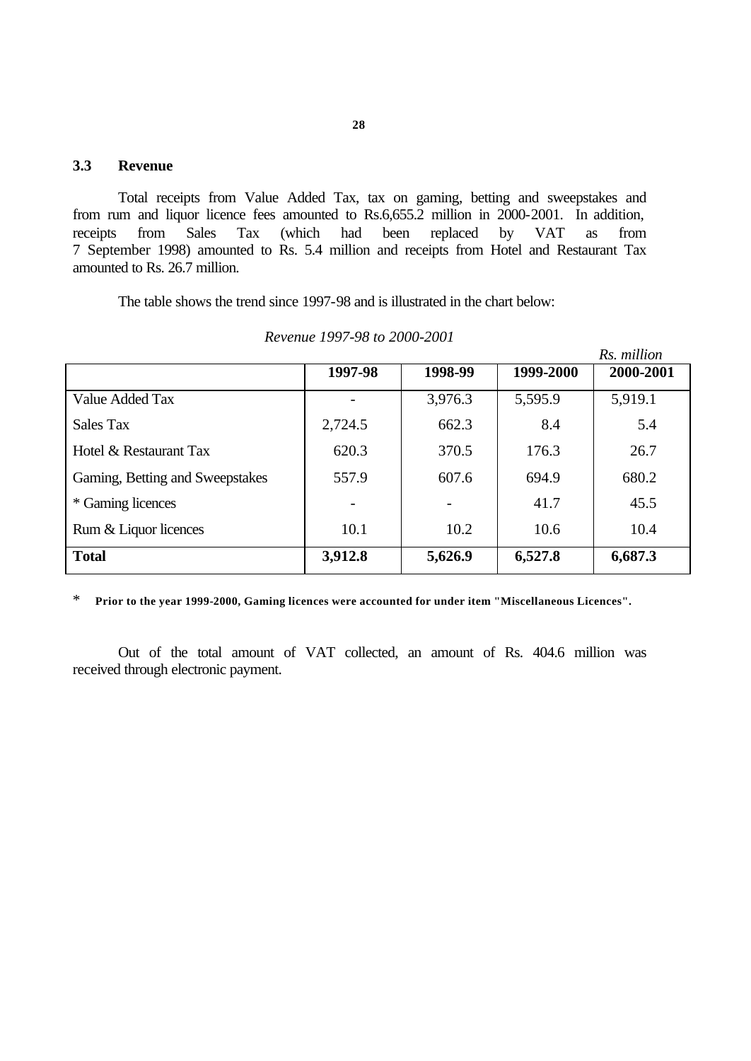### 3.3 Revenue

Total receipts from Value Added Tax, tax on gaming, betting and sweepstakes and from rum and liquor licence fees amounted to Rs.6,655.2 million in 2000-2001. In addition, receipts from Sales Tax (which had been replaced by VAT as from 7 September 1998) amounted to Rs. 5.4 million and receipts from Hotel and Restaurant Tax amounted to Rs. 26.7 million.

The table shows the trend since 1997-98 and is illustrated in the chart below:

*Revenue 1997-98 to 2000-2001*

*Rs. million*

| | 1997-98 | 1998-99 | 1999-2000 | 2000-2001 |
|---|---|---|---|---|
| Value Added Tax | - | 3,976.3 | 5,595.9 | 5,919.1 |
| Sales Tax | 2,724.5 | 662.3 | 8.4 | 5.4 |
| Hotel & Restaurant Tax | 620.3 | 370.5 | 176.3 | 26.7 |
| Gaming, Betting and Sweepstakes | 557.9 | 607.6 | 694.9 | 680.2 |
| * Gaming licences | - | - | 41.7 | 45.5 |
| Rum & Liquor licences | 10.1 | 10.2 | 10.6 | 10.4 |
| **Total** | **3,912.8** | **5,626.9** | **6,527.8** | **6,687.3** |

\* **Prior to the year 1999-2000, Gaming licences were accounted for under item "Miscellaneous Licences".**

Out of the total amount of VAT collected, an amount of Rs. 404.6 million was received through electronic payment.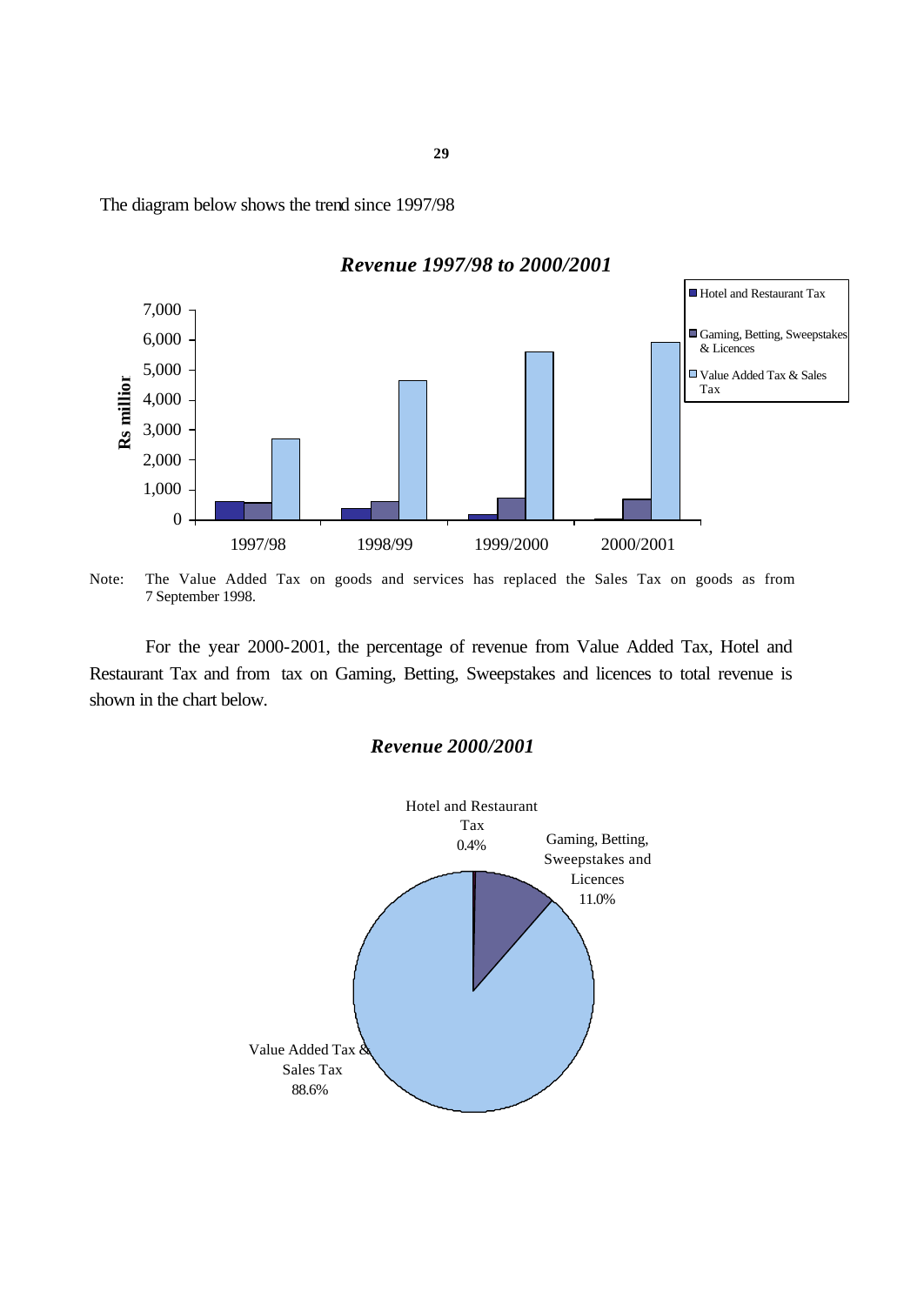The diagram below shows the trend since 1997/98

***Revenue 1997/98 to 2000/2001***

Note: The Value Added Tax on goods and services has replaced the Sales Tax on goods as from 7 September 1998.

For the year 2000-2001, the percentage of revenue from Value Added Tax, Hotel and Restaurant Tax and from tax on Gaming, Betting, Sweepstakes and licences to total revenue is shown in the chart below.

***Revenue 2000/2001***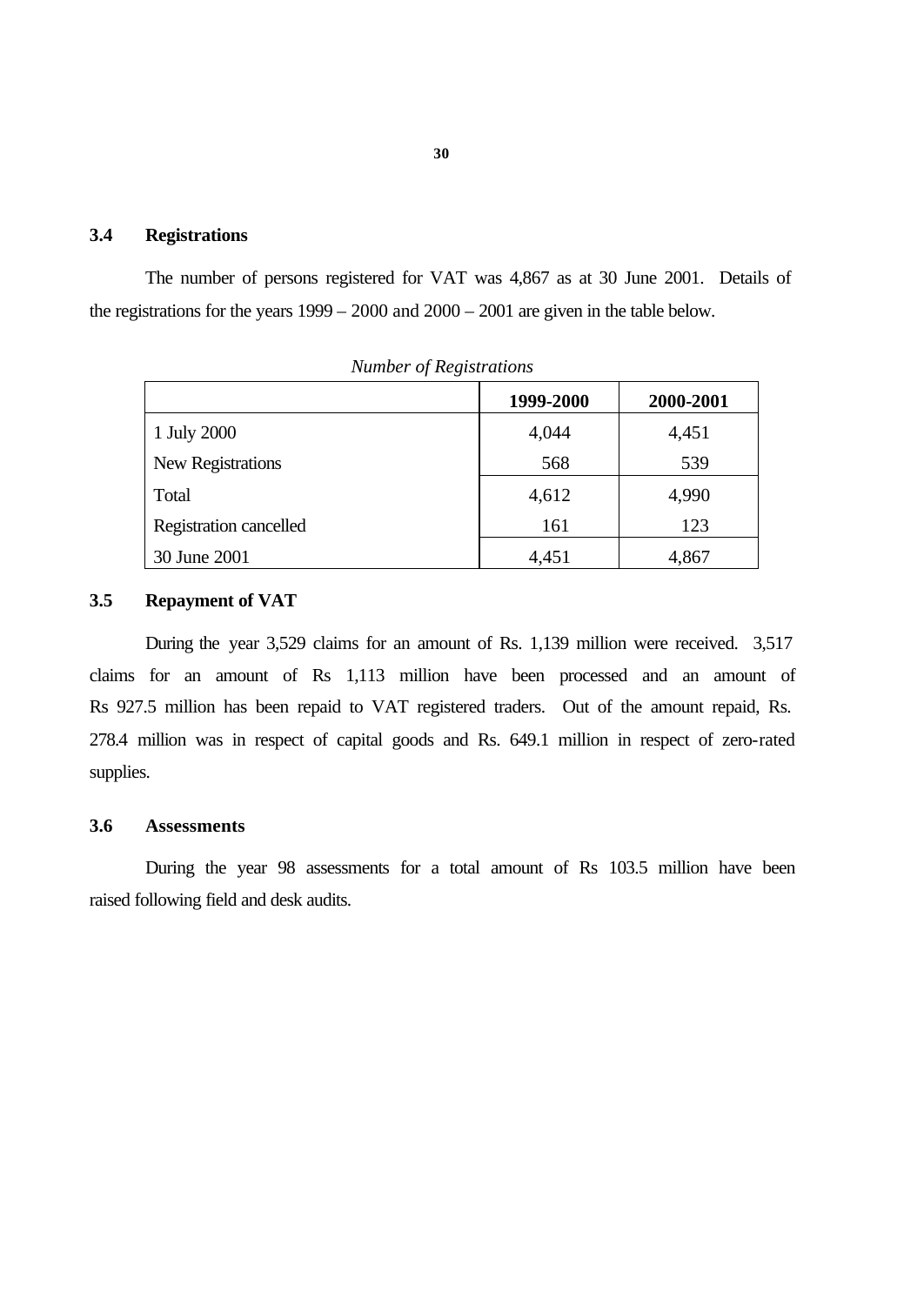### 3.4 Registrations

The number of persons registered for VAT was 4,867 as at 30 June 2001. Details of the registrations for the years 1999 – 2000 and 2000 – 2001 are given in the table below.

*Number of Registrations*

| | 1999-2000 | 2000-2001 |
|---|---|---|
| 1 July 2000 | 4,044 | 4,451 |
| New Registrations | 568 | 539 |
| Total | 4,612 | 4,990 |
| Registration cancelled | 161 | 123 |
| 30 June 2001 | 4,451 | 4,867 |

### 3.5 Repayment of VAT

During the year 3,529 claims for an amount of Rs. 1,139 million were received. 3,517 claims for an amount of Rs 1,113 million have been processed and an amount of Rs 927.5 million has been repaid to VAT registered traders. Out of the amount repaid, Rs. 278.4 million was in respect of capital goods and Rs. 649.1 million in respect of zero-rated supplies.

### 3.6 Assessments

During the year 98 assessments for a total amount of Rs 103.5 million have been raised following field and desk audits.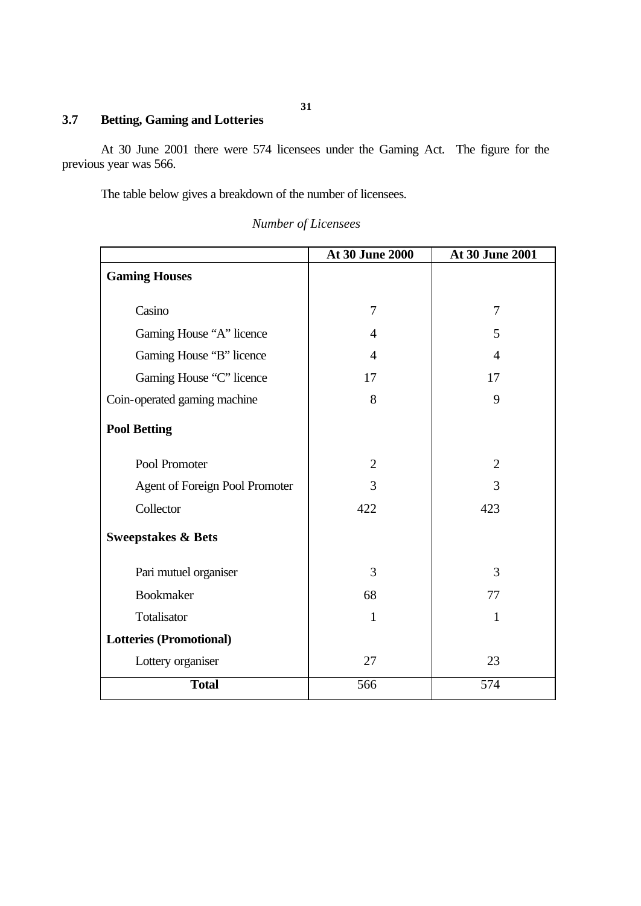## 3.7 Betting, Gaming and Lotteries

At 30 June 2001 there were 574 licensees under the Gaming Act. The figure for the previous year was 566.

The table below gives a breakdown of the number of licensees.

*Number of Licensees*

| | At 30 June 2000 | At 30 June 2001 |
|---|---|---|
| **Gaming Houses** | | |
| Casino | 7 | 7 |
| Gaming House "A" licence | 4 | 5 |
| Gaming House "B" licence | 4 | 4 |
| Gaming House "C" licence | 17 | 17 |
| Coin-operated gaming machine | 8 | 9 |
| **Pool Betting** | | |
| Pool Promoter | 2 | 2 |
| Agent of Foreign Pool Promoter | 3 | 3 |
| Collector | 422 | 423 |
| **Sweepstakes & Bets** | | |
| Pari mutuel organiser | 3 | 3 |
| Bookmaker | 68 | 77 |
| Totalisator | 1 | 1 |
| **Lotteries (Promotional)** | | |
| Lottery organiser | 27 | 23 |
| **Total** | 566 | 574 |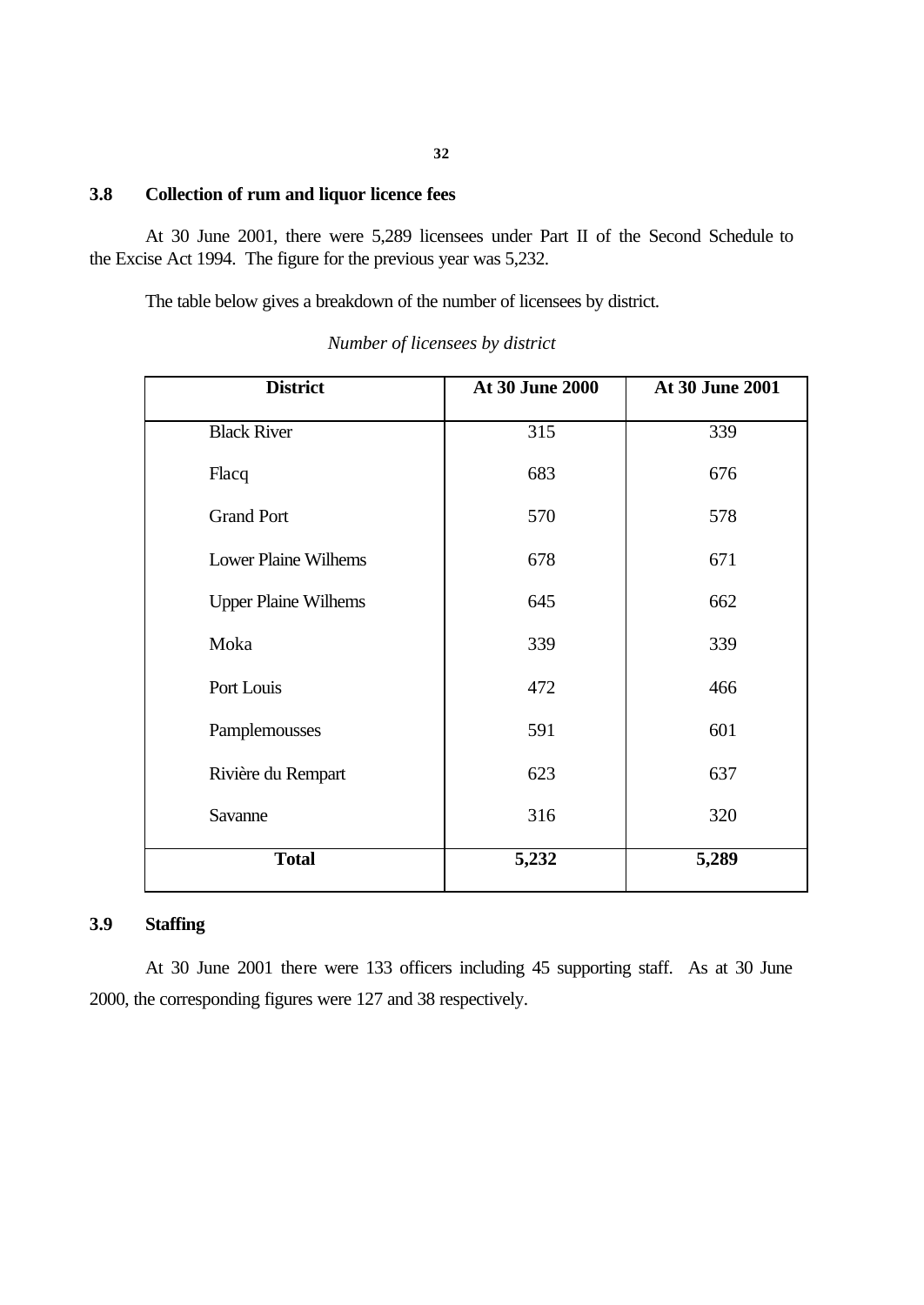### 3.8 Collection of rum and liquor licence fees

At 30 June 2001, there were 5,289 licensees under Part II of the Second Schedule to the Excise Act 1994. The figure for the previous year was 5,232.

The table below gives a breakdown of the number of licensees by district.

*Number of licensees by district*

| District | At 30 June 2000 | At 30 June 2001 |
|---|---|---|
| Black River | 315 | 339 |
| Flacq | 683 | 676 |
| Grand Port | 570 | 578 |
| Lower Plaine Wilhems | 678 | 671 |
| Upper Plaine Wilhems | 645 | 662 |
| Moka | 339 | 339 |
| Port Louis | 472 | 466 |
| Pamplemousses | 591 | 601 |
| Rivière du Rempart | 623 | 637 |
| Savanne | 316 | 320 |
| **Total** | **5,232** | **5,289** |

### 3.9 Staffing

At 30 June 2001 there were 133 officers including 45 supporting staff. As at 30 June 2000, the corresponding figures were 127 and 38 respectively.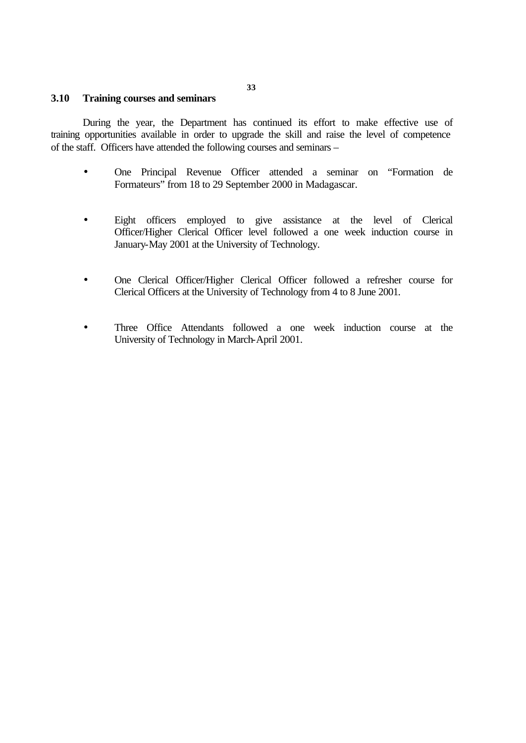### 3.10 Training courses and seminars

During the year, the Department has continued its effort to make effective use of training opportunities available in order to upgrade the skill and raise the level of competence of the staff. Officers have attended the following courses and seminars –

- One Principal Revenue Officer attended a seminar on “Formation de Formateurs” from 18 to 29 September 2000 in Madagascar.

- Eight officers employed to give assistance at the level of Clerical Officer/Higher Clerical Officer level followed a one week induction course in January-May 2001 at the University of Technology.

- One Clerical Officer/Higher Clerical Officer followed a refresher course for Clerical Officers at the University of Technology from 4 to 8 June 2001.

- Three Office Attendants followed a one week induction course at the University of Technology in March-April 2001.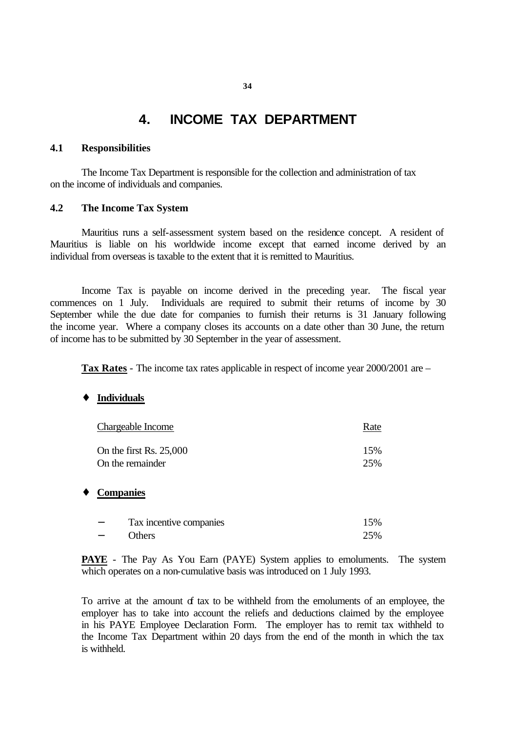# 4. INCOME TAX DEPARTMENT

## 4.1 Responsibilities

The Income Tax Department is responsible for the collection and administration of tax on the income of individuals and companies.

## 4.2 The Income Tax System

Mauritius runs a self-assessment system based on the residence concept. A resident of Mauritius is liable on his worldwide income except that earned income derived by an individual from overseas is taxable to the extent that it is remitted to Mauritius.

Income Tax is payable on income derived in the preceding year. The fiscal year commences on 1 July. Individuals are required to submit their returns of income by 30 September while the due date for companies to furnish their returns is 31 January following the income year. Where a company closes its accounts on a date other than 30 June, the return of income has to be submitted by 30 September in the year of assessment.

**Tax Rates** - The income tax rates applicable in respect of income year 2000/2001 are –

- **Individuals**

| Chargeable Income | Rate |
|---|---|
| On the first Rs. 25,000 | 15% |
| On the remainder | 25% |

- **Companies**

| | |
|---|---|
| − Tax incentive companies | 15% |
| − Others | 25% |

**PAYE** - The Pay As You Earn (PAYE) System applies to emoluments. The system which operates on a non-cumulative basis was introduced on 1 July 1993.

To arrive at the amount of tax to be withheld from the emoluments of an employee, the employer has to take into account the reliefs and deductions claimed by the employee in his PAYE Employee Declaration Form. The employer has to remit tax withheld to the Income Tax Department within 20 days from the end of the month in which the tax is withheld.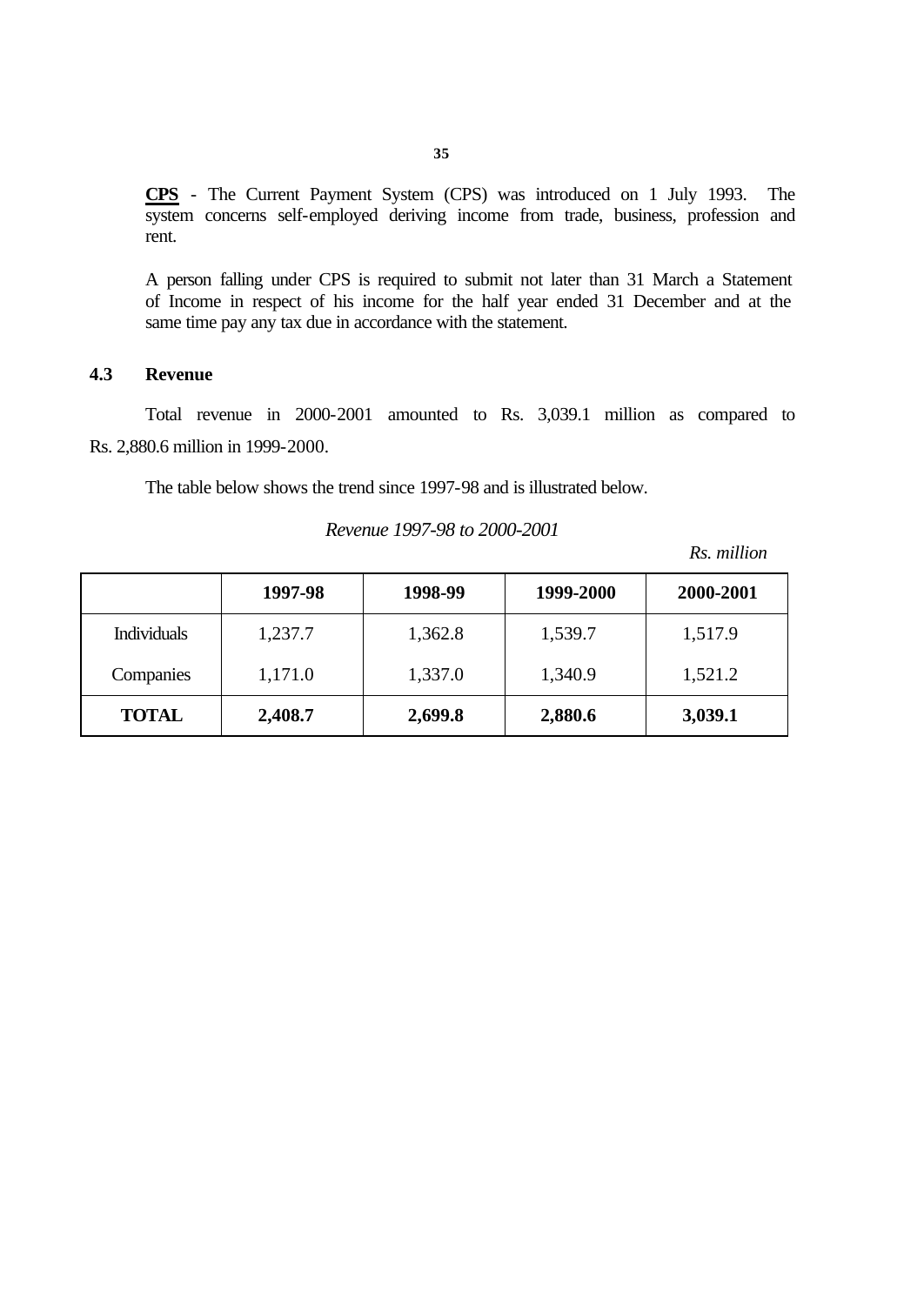**CPS** - The Current Payment System (CPS) was introduced on 1 July 1993. The system concerns self-employed deriving income from trade, business, profession and rent.

A person falling under CPS is required to submit not later than 31 March a Statement of Income in respect of his income for the half year ended 31 December and at the same time pay any tax due in accordance with the statement.

## 4.3 Revenue

Total revenue in 2000-2001 amounted to Rs. 3,039.1 million as compared to Rs. 2,880.6 million in 1999-2000.

The table below shows the trend since 1997-98 and is illustrated below.

*Revenue 1997-98 to 2000-2001*

*Rs. million*

| | **1997-98** | **1998-99** | **1999-2000** | **2000-2001** |
|---|---|---|---|---|
| Individuals | 1,237.7 | 1,362.8 | 1,539.7 | 1,517.9 |
| Companies | 1,171.0 | 1,337.0 | 1,340.9 | 1,521.2 |
| **TOTAL** | **2,408.7** | **2,699.8** | **2,880.6** | **3,039.1** |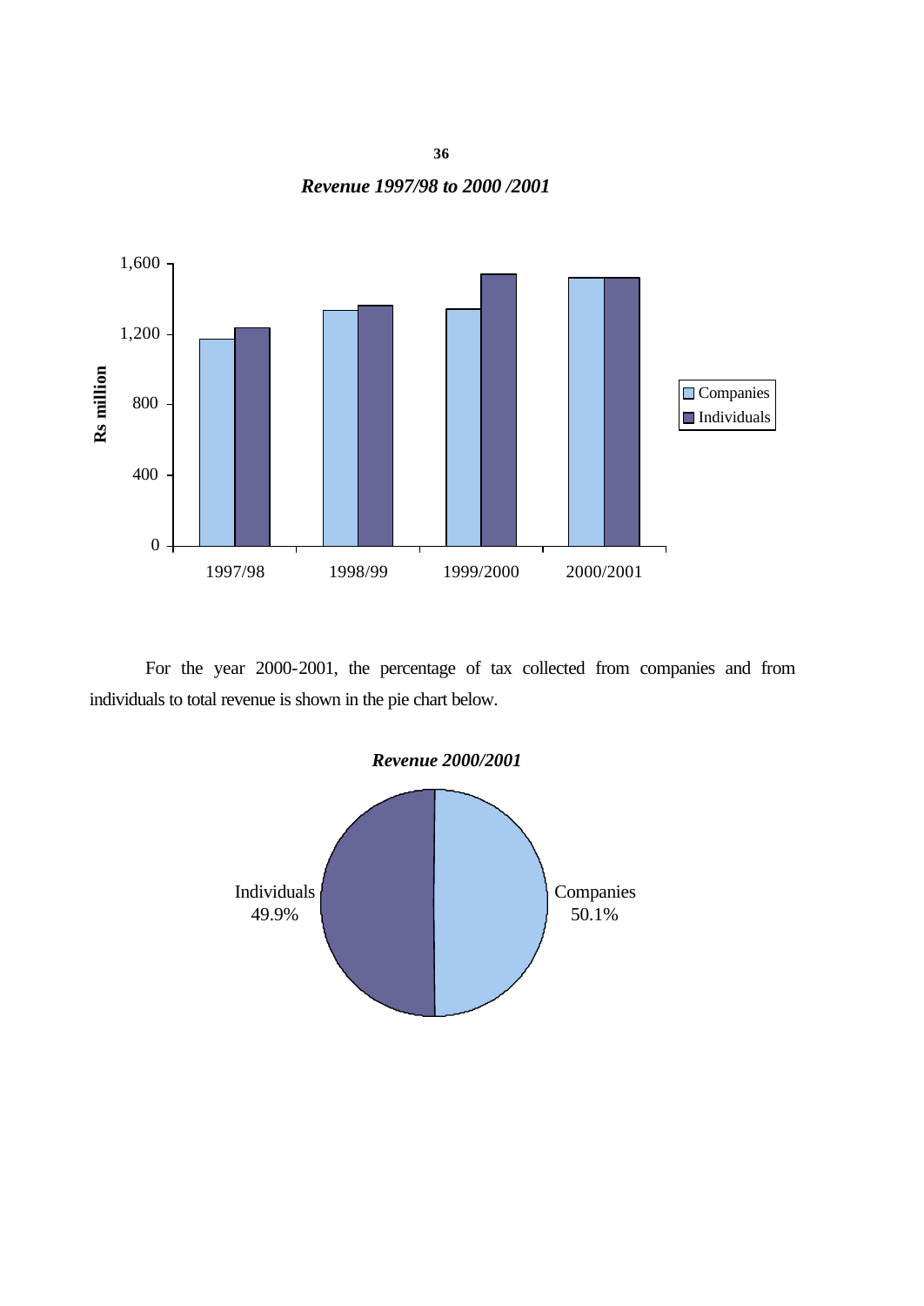***Revenue 1997/98 to 2000 /2001***

For the year 2000-2001, the percentage of tax collected from companies and from individuals to total revenue is shown in the pie chart below.

***Revenue 2000/2001***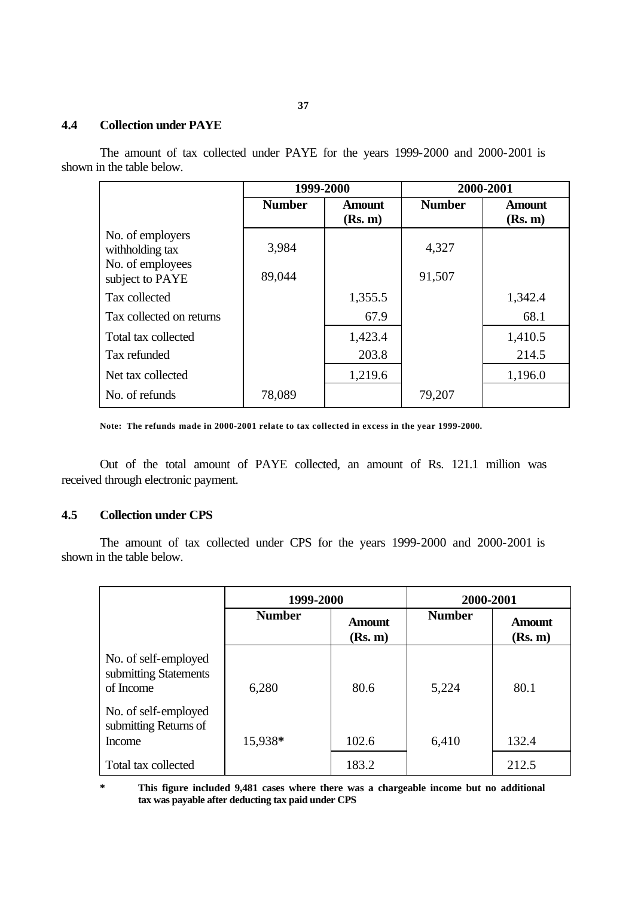## 4.4 Collection under PAYE

The amount of tax collected under PAYE for the years 1999-2000 and 2000-2001 is shown in the table below.

| | 1999-2000 | | 2000-2001 | |
|---|---|---|---|---|
| | **Number** | **Amount (Rs. m)** | **Number** | **Amount (Rs. m)** |
| No. of employers withholding tax | 3,984 | | 4,327 | |
| No. of employees subject to PAYE | 89,044 | | 91,507 | |
| Tax collected | | 1,355.5 | | 1,342.4 |
| Tax collected on returns | | 67.9 | | 68.1 |
| Total tax collected | | 1,423.4 | | 1,410.5 |
| Tax refunded | | 203.8 | | 214.5 |
| Net tax collected | | 1,219.6 | | 1,196.0 |
| No. of refunds | 78,089 | | 79,207 | |

**Note: The refunds made in 2000-2001 relate to tax collected in excess in the year 1999-2000.**

Out of the total amount of PAYE collected, an amount of Rs. 121.1 million was received through electronic payment.

## 4.5 Collection under CPS

The amount of tax collected under CPS for the years 1999-2000 and 2000-2001 is shown in the table below.

| | 1999-2000 | | 2000-2001 | |
|---|---|---|---|---|
| | **Number** | **Amount (Rs. m)** | **Number** | **Amount (Rs. m)** |
| No. of self-employed submitting Statements of Income | 6,280 | 80.6 | 5,224 | 80.1 |
| No. of self-employed submitting Returns of Income | 15,938* | 102.6 | 6,410 | 132.4 |
| Total tax collected | | 183.2 | | 212.5 |

\* **This figure included 9,481 cases where there was a chargeable income but no additional tax was payable after deducting tax paid under CPS**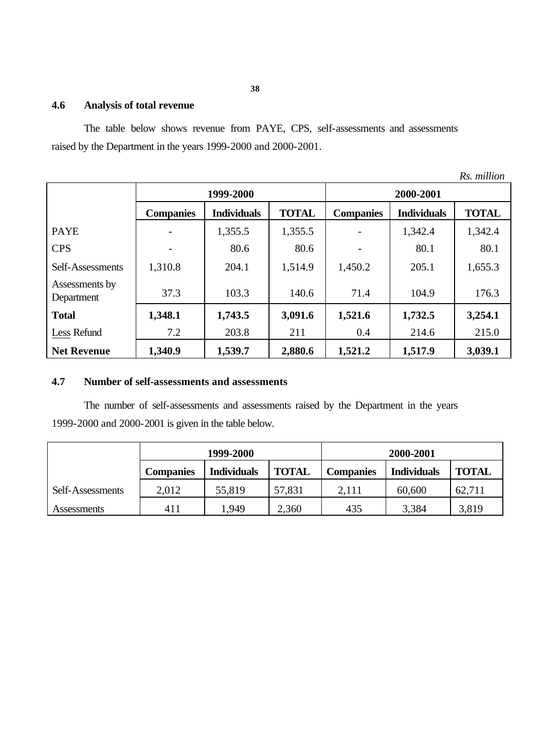### 4.6 Analysis of total revenue

The table below shows revenue from PAYE, CPS, self-assessments and assessments raised by the Department in the years 1999-2000 and 2000-2001.

*Rs. million*

| | 1999-2000 | | | 2000-2001 | | |
|---|---|---|---|---|---|---|
| | **Companies** | **Individuals** | **TOTAL** | **Companies** | **Individuals** | **TOTAL** |
| PAYE | - | 1,355.5 | 1,355.5 | - | 1,342.4 | 1,342.4 |
| CPS | - | 80.6 | 80.6 | - | 80.1 | 80.1 |
| Self-Assessments | 1,310.8 | 204.1 | 1,514.9 | 1,450.2 | 205.1 | 1,655.3 |
| Assessments by Department | 37.3 | 103.3 | 140.6 | 71.4 | 104.9 | 176.3 |
| **Total** | **1,348.1** | **1,743.5** | **3,091.6** | **1,521.6** | **1,732.5** | **3,254.1** |
| Less Refund | 7.2 | 203.8 | 211 | 0.4 | 214.6 | 215.0 |
| **Net Revenue** | **1,340.9** | **1,539.7** | **2,880.6** | **1,521.2** | **1,517.9** | **3,039.1** |

### 4.7 Number of self-assessments and assessments

The number of self-assessments and assessments raised by the Department in the years 1999-2000 and 2000-2001 is given in the table below.

| | 1999-2000 | | | 2000-2001 | | |
|---|---|---|---|---|---|---|
| | **Companies** | **Individuals** | **TOTAL** | **Companies** | **Individuals** | **TOTAL** |
| Self-Assessments | 2,012 | 55,819 | 57,831 | 2,111 | 60,600 | 62,711 |
| Assessments | 411 | 1,949 | 2,360 | 435 | 3,384 | 3,819 |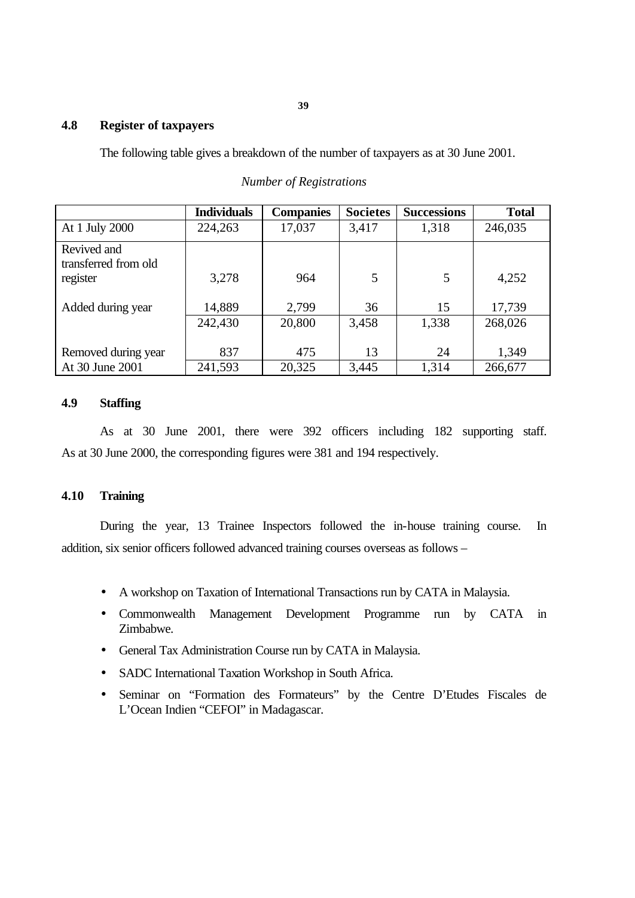## 4.8 Register of taxpayers

The following table gives a breakdown of the number of taxpayers as at 30 June 2001.

*Number of Registrations*

| | Individuals | Companies | Societes | Successions | Total |
|---|---|---|---|---|---|
| At 1 July 2000 | 224,263 | 17,037 | 3,417 | 1,318 | 246,035 |
| Revived and transferred from old register | 3,278 | 964 | 5 | 5 | 4,252 |
| Added during year | 14,889 | 2,799 | 36 | 15 | 17,739 |
| | 242,430 | 20,800 | 3,458 | 1,338 | 268,026 |
| Removed during year | 837 | 475 | 13 | 24 | 1,349 |
| At 30 June 2001 | 241,593 | 20,325 | 3,445 | 1,314 | 266,677 |

## 4.9 Staffing

As at 30 June 2001, there were 392 officers including 182 supporting staff. As at 30 June 2000, the corresponding figures were 381 and 194 respectively.

## 4.10 Training

During the year, 13 Trainee Inspectors followed the in-house training course. In addition, six senior officers followed advanced training courses overseas as follows –

- A workshop on Taxation of International Transactions run by CATA in Malaysia.
- Commonwealth Management Development Programme run by CATA in Zimbabwe.
- General Tax Administration Course run by CATA in Malaysia.
- SADC International Taxation Workshop in South Africa.
- Seminar on "Formation des Formateurs" by the Centre D'Etudes Fiscales de L'Ocean Indien "CEFOI" in Madagascar.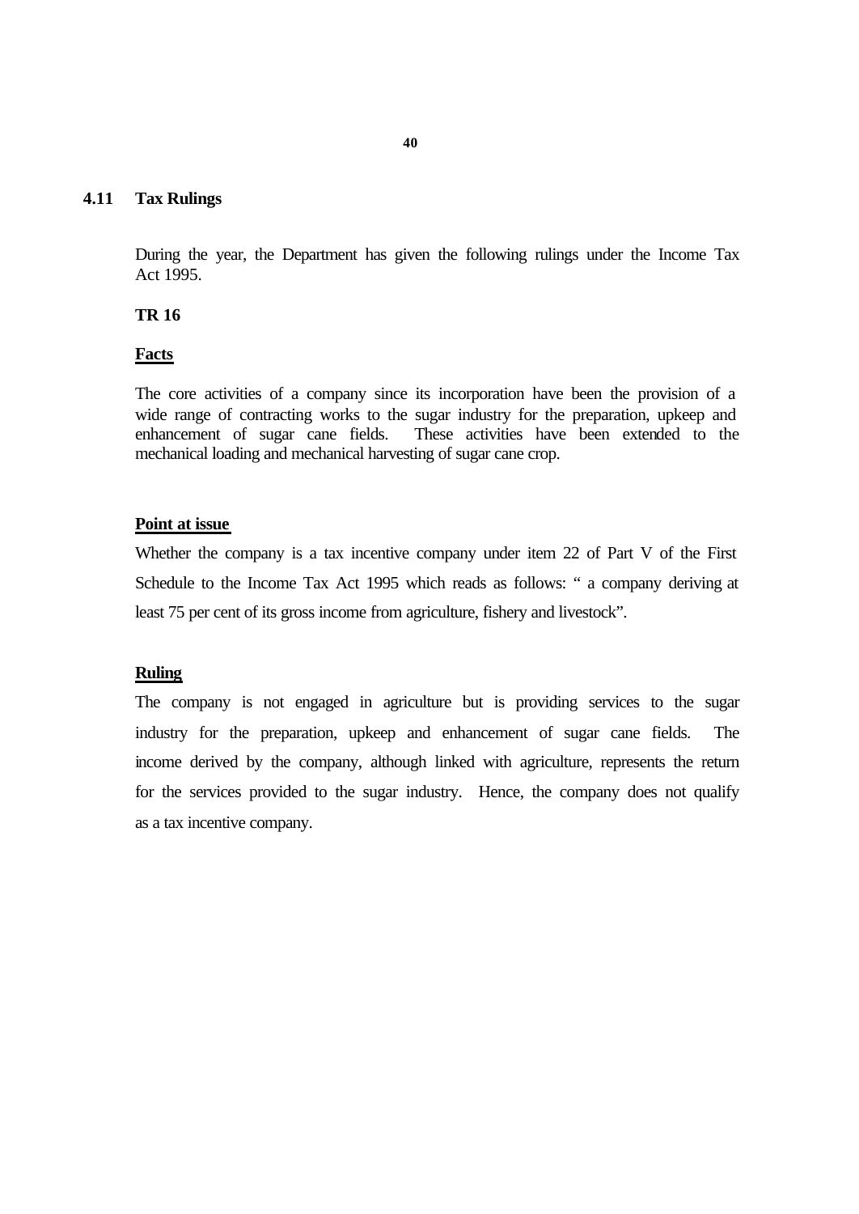## 4.11 Tax Rulings

During the year, the Department has given the following rulings under the Income Tax Act 1995.

**TR 16**

**Facts**

The core activities of a company since its incorporation have been the provision of a wide range of contracting works to the sugar industry for the preparation, upkeep and enhancement of sugar cane fields. These activities have been extended to the mechanical loading and mechanical harvesting of sugar cane crop.

**Point at issue**

Whether the company is a tax incentive company under item 22 of Part V of the First Schedule to the Income Tax Act 1995 which reads as follows: " a company deriving at least 75 per cent of its gross income from agriculture, fishery and livestock".

**Ruling**

The company is not engaged in agriculture but is providing services to the sugar industry for the preparation, upkeep and enhancement of sugar cane fields. The income derived by the company, although linked with agriculture, represents the return for the services provided to the sugar industry. Hence, the company does not qualify as a tax incentive company.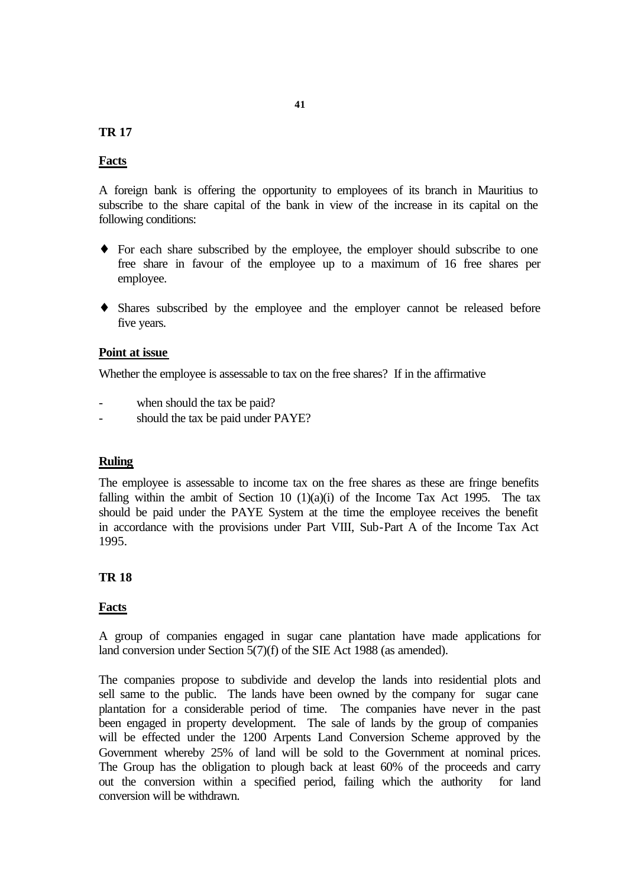## TR 17

**Facts**

A foreign bank is offering the opportunity to employees of its branch in Mauritius to subscribe to the share capital of the bank in view of the increase in its capital on the following conditions:

- For each share subscribed by the employee, the employer should subscribe to one free share in favour of the employee up to a maximum of 16 free shares per employee.
- Shares subscribed by the employee and the employer cannot be released before five years.

**Point at issue**

Whether the employee is assessable to tax on the free shares? If in the affirmative

- when should the tax be paid?
- should the tax be paid under PAYE?

**Ruling**

The employee is assessable to income tax on the free shares as these are fringe benefits falling within the ambit of Section 10 (1)(a)(i) of the Income Tax Act 1995. The tax should be paid under the PAYE System at the time the employee receives the benefit in accordance with the provisions under Part VIII, Sub-Part A of the Income Tax Act 1995.

## TR 18

**Facts**

A group of companies engaged in sugar cane plantation have made applications for land conversion under Section 5(7)(f) of the SIE Act 1988 (as amended).

The companies propose to subdivide and develop the lands into residential plots and sell same to the public. The lands have been owned by the company for sugar cane plantation for a considerable period of time. The companies have never in the past been engaged in property development. The sale of lands by the group of companies will be effected under the 1200 Arpents Land Conversion Scheme approved by the Government whereby 25% of land will be sold to the Government at nominal prices. The Group has the obligation to plough back at least 60% of the proceeds and carry out the conversion within a specified period, failing which the authority for land conversion will be withdrawn.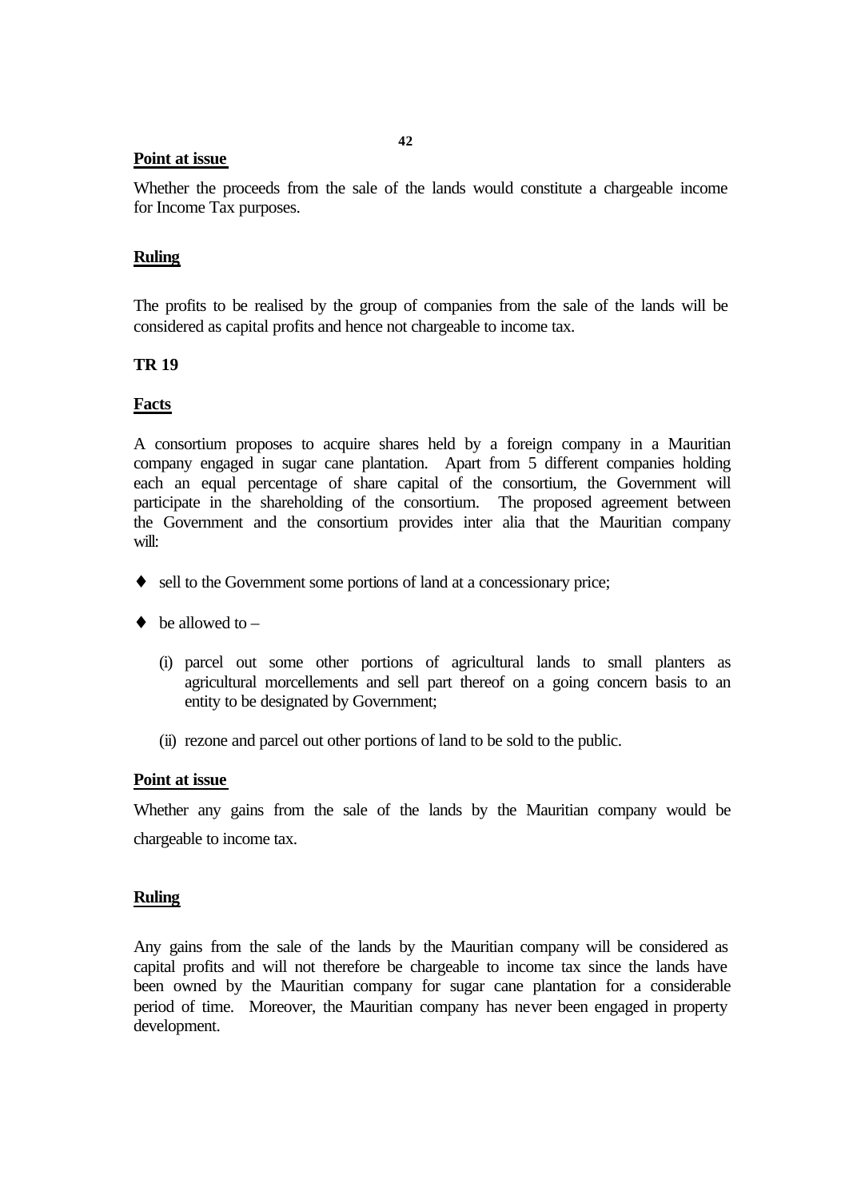**Point at issue**

Whether the proceeds from the sale of the lands would constitute a chargeable income for Income Tax purposes.

**Ruling**

The profits to be realised by the group of companies from the sale of the lands will be considered as capital profits and hence not chargeable to income tax.

**TR 19**

**Facts**

A consortium proposes to acquire shares held by a foreign company in a Mauritian company engaged in sugar cane plantation. Apart from 5 different companies holding each an equal percentage of share capital of the consortium, the Government will participate in the shareholding of the consortium. The proposed agreement between the Government and the consortium provides inter alia that the Mauritian company will:

- sell to the Government some portions of land at a concessionary price;
- be allowed to –
  - (i) parcel out some other portions of agricultural lands to small planters as agricultural morcellements and sell part thereof on a going concern basis to an entity to be designated by Government;
  - (ii) rezone and parcel out other portions of land to be sold to the public.

**Point at issue**

Whether any gains from the sale of the lands by the Mauritian company would be chargeable to income tax.

**Ruling**

Any gains from the sale of the lands by the Mauritian company will be considered as capital profits and will not therefore be chargeable to income tax since the lands have been owned by the Mauritian company for sugar cane plantation for a considerable period of time. Moreover, the Mauritian company has never been engaged in property development.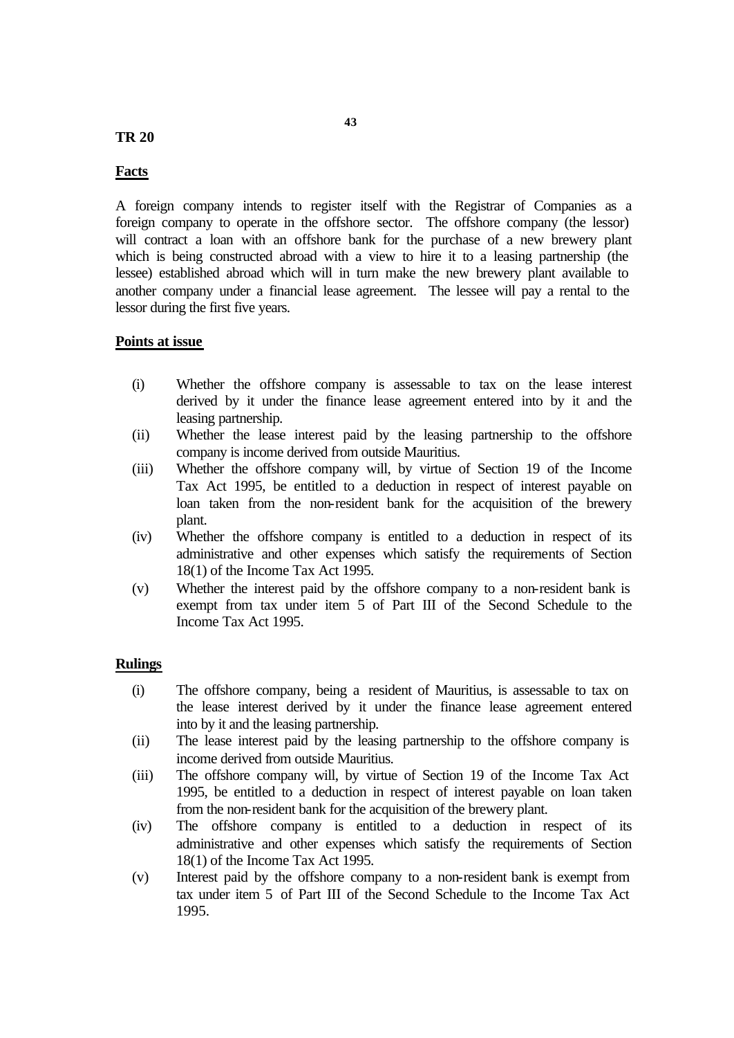## TR 20

### Facts

A foreign company intends to register itself with the Registrar of Companies as a foreign company to operate in the offshore sector. The offshore company (the lessor) will contract a loan with an offshore bank for the purchase of a new brewery plant which is being constructed abroad with a view to hire it to a leasing partnership (the lessee) established abroad which will in turn make the new brewery plant available to another company under a financial lease agreement. The lessee will pay a rental to the lessor during the first five years.

### Points at issue

- (i) Whether the offshore company is assessable to tax on the lease interest derived by it under the finance lease agreement entered into by it and the leasing partnership.
- (ii) Whether the lease interest paid by the leasing partnership to the offshore company is income derived from outside Mauritius.
- (iii) Whether the offshore company will, by virtue of Section 19 of the Income Tax Act 1995, be entitled to a deduction in respect of interest payable on loan taken from the non-resident bank for the acquisition of the brewery plant.
- (iv) Whether the offshore company is entitled to a deduction in respect of its administrative and other expenses which satisfy the requirements of Section 18(1) of the Income Tax Act 1995.
- (v) Whether the interest paid by the offshore company to a non-resident bank is exempt from tax under item 5 of Part III of the Second Schedule to the Income Tax Act 1995.

### Rulings

- (i) The offshore company, being a resident of Mauritius, is assessable to tax on the lease interest derived by it under the finance lease agreement entered into by it and the leasing partnership.
- (ii) The lease interest paid by the leasing partnership to the offshore company is income derived from outside Mauritius.
- (iii) The offshore company will, by virtue of Section 19 of the Income Tax Act 1995, be entitled to a deduction in respect of interest payable on loan taken from the non-resident bank for the acquisition of the brewery plant.
- (iv) The offshore company is entitled to a deduction in respect of its administrative and other expenses which satisfy the requirements of Section 18(1) of the Income Tax Act 1995.
- (v) Interest paid by the offshore company to a non-resident bank is exempt from tax under item 5 of Part III of the Second Schedule to the Income Tax Act 1995.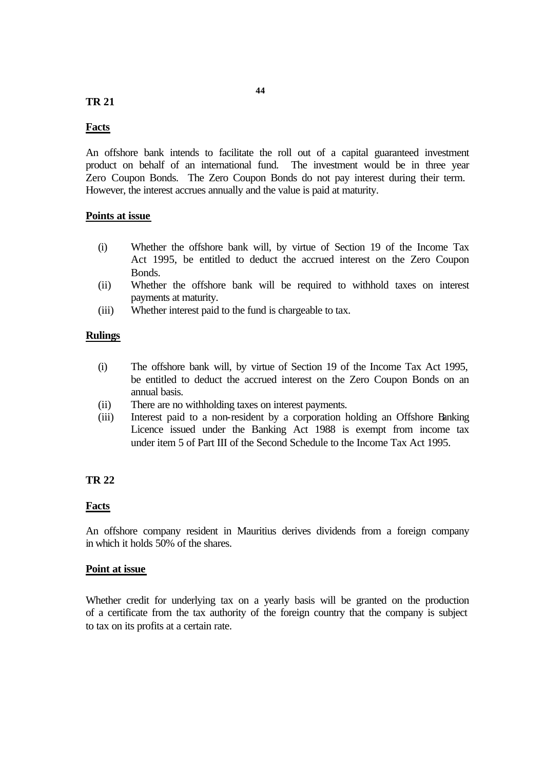## TR 21

**Facts**

An offshore bank intends to facilitate the roll out of a capital guaranteed investment product on behalf of an international fund. The investment would be in three year Zero Coupon Bonds. The Zero Coupon Bonds do not pay interest during their term. However, the interest accrues annually and the value is paid at maturity.

**Points at issue**

(i) Whether the offshore bank will, by virtue of Section 19 of the Income Tax Act 1995, be entitled to deduct the accrued interest on the Zero Coupon Bonds.

(ii) Whether the offshore bank will be required to withhold taxes on interest payments at maturity.

(iii) Whether interest paid to the fund is chargeable to tax.

**Rulings**

(i) The offshore bank will, by virtue of Section 19 of the Income Tax Act 1995, be entitled to deduct the accrued interest on the Zero Coupon Bonds on an annual basis.

(ii) There are no withholding taxes on interest payments.

(iii) Interest paid to a non-resident by a corporation holding an Offshore Banking Licence issued under the Banking Act 1988 is exempt from income tax under item 5 of Part III of the Second Schedule to the Income Tax Act 1995.

## TR 22

**Facts**

An offshore company resident in Mauritius derives dividends from a foreign company in which it holds 50% of the shares.

**Point at issue**

Whether credit for underlying tax on a yearly basis will be granted on the production of a certificate from the tax authority of the foreign country that the company is subject to tax on its profits at a certain rate.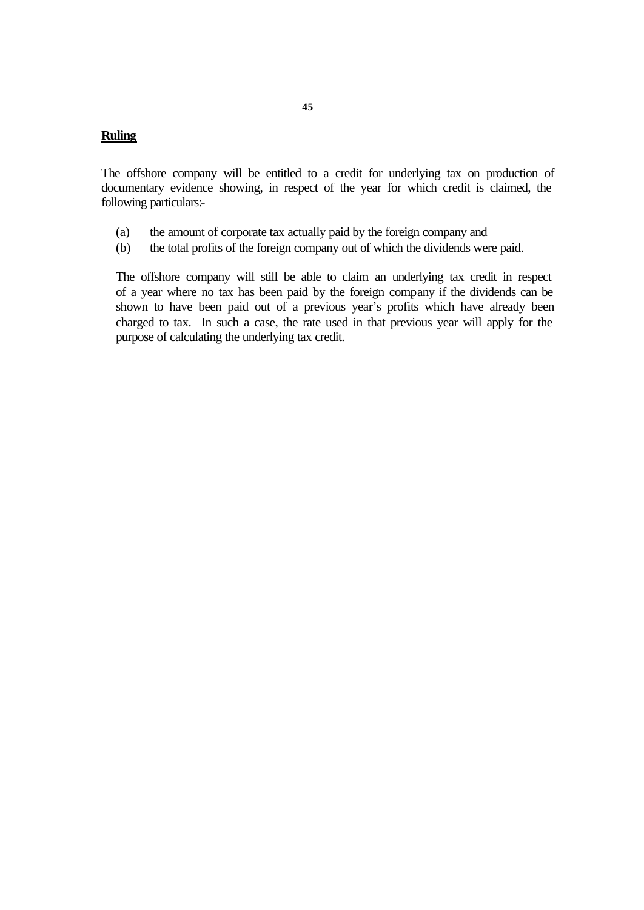## Ruling

The offshore company will be entitled to a credit for underlying tax on production of documentary evidence showing, in respect of the year for which credit is claimed, the following particulars:-

(a) the amount of corporate tax actually paid by the foreign company and
(b) the total profits of the foreign company out of which the dividends were paid.

The offshore company will still be able to claim an underlying tax credit in respect of a year where no tax has been paid by the foreign company if the dividends can be shown to have been paid out of a previous year's profits which have already been charged to tax. In such a case, the rate used in that previous year will apply for the purpose of calculating the underlying tax credit.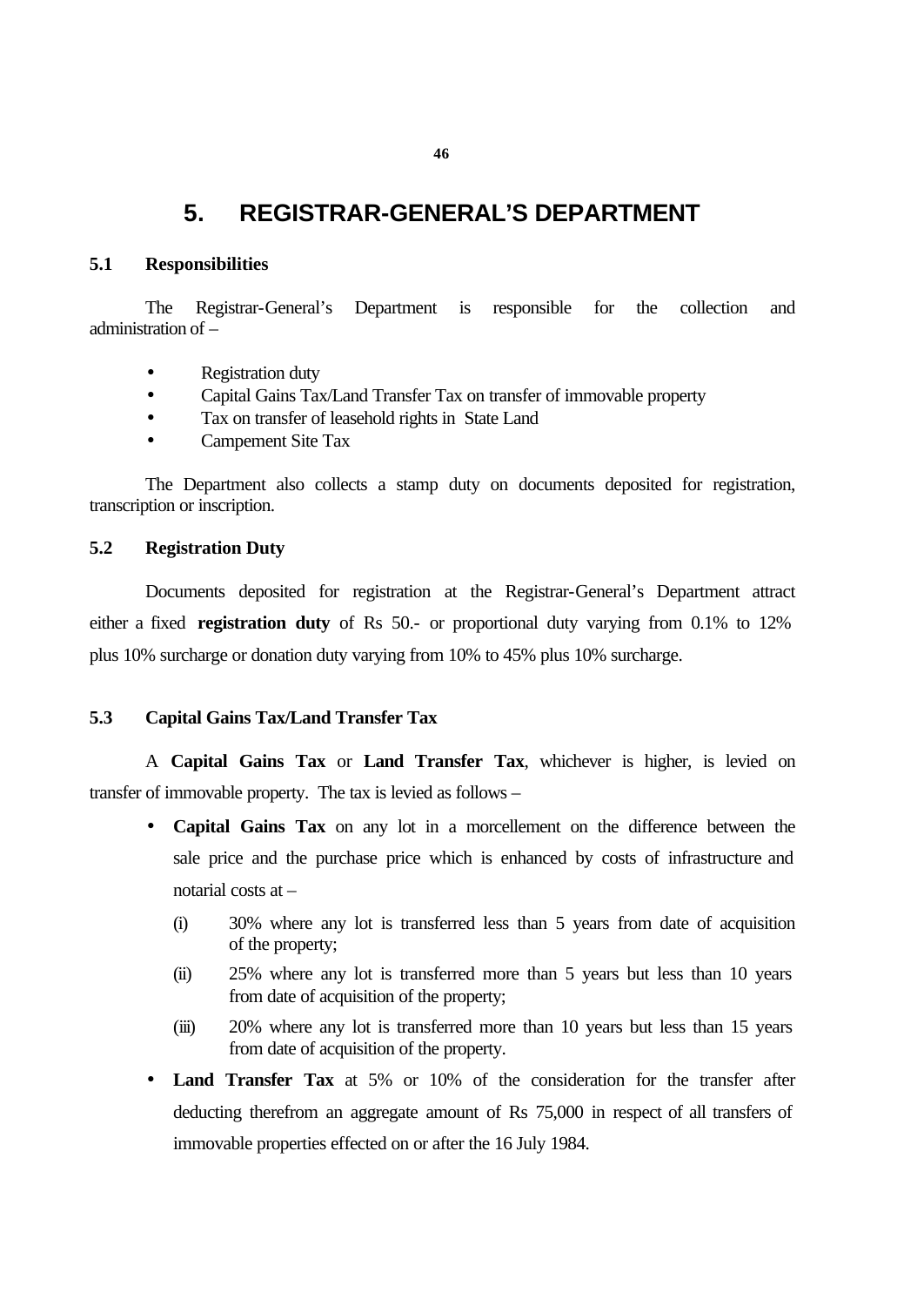# 5. REGISTRAR-GENERAL'S DEPARTMENT

### 5.1 Responsibilities

The Registrar-General's Department is responsible for the collection and administration of –

- Registration duty
- Capital Gains Tax/Land Transfer Tax on transfer of immovable property
- Tax on transfer of leasehold rights in State Land
- Campement Site Tax

The Department also collects a stamp duty on documents deposited for registration, transcription or inscription.

### 5.2 Registration Duty

Documents deposited for registration at the Registrar-General's Department attract either a fixed **registration duty** of Rs 50.- or proportional duty varying from 0.1% to 12% plus 10% surcharge or donation duty varying from 10% to 45% plus 10% surcharge.

### 5.3 Capital Gains Tax/Land Transfer Tax

A **Capital Gains Tax** or **Land Transfer Tax**, whichever is higher, is levied on transfer of immovable property. The tax is levied as follows –

- **Capital Gains Tax** on any lot in a morcellement on the difference between the sale price and the purchase price which is enhanced by costs of infrastructure and notarial costs at –
  - (i) 30% where any lot is transferred less than 5 years from date of acquisition of the property;
  - (ii) 25% where any lot is transferred more than 5 years but less than 10 years from date of acquisition of the property;
  - (iii) 20% where any lot is transferred more than 10 years but less than 15 years from date of acquisition of the property.
- **Land Transfer Tax** at 5% or 10% of the consideration for the transfer after deducting therefrom an aggregate amount of Rs 75,000 in respect of all transfers of immovable properties effected on or after the 16 July 1984.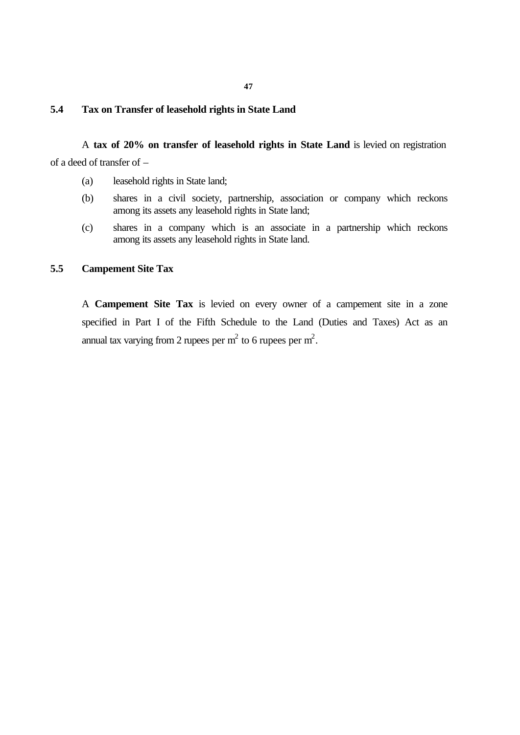## 5.4 Tax on Transfer of leasehold rights in State Land

A **tax of 20% on transfer of leasehold rights in State Land** is levied on registration of a deed of transfer of –

(a) leasehold rights in State land;

(b) shares in a civil society, partnership, association or company which reckons among its assets any leasehold rights in State land;

(c) shares in a company which is an associate in a partnership which reckons among its assets any leasehold rights in State land.

## 5.5 Campement Site Tax

A **Campement Site Tax** is levied on every owner of a campement site in a zone specified in Part I of the Fifth Schedule to the Land (Duties and Taxes) Act as an annual tax varying from 2 rupees per $m^2$ to 6 rupees per $m^2$.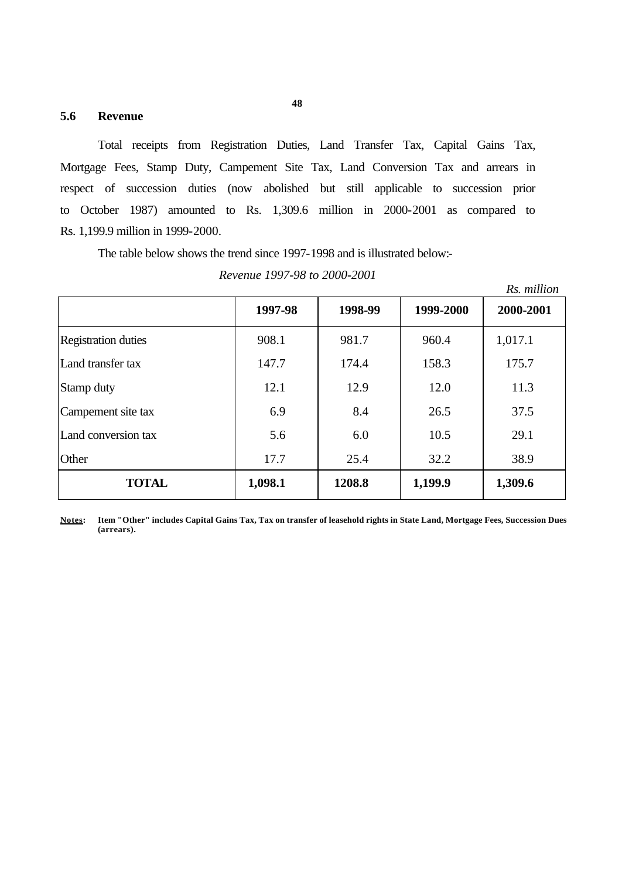## 5.6 Revenue

Total receipts from Registration Duties, Land Transfer Tax, Capital Gains Tax, Mortgage Fees, Stamp Duty, Campement Site Tax, Land Conversion Tax and arrears in respect of succession duties (now abolished but still applicable to succession prior to October 1987) amounted to Rs. 1,309.6 million in 2000-2001 as compared to Rs. 1,199.9 million in 1999-2000.

The table below shows the trend since 1997-1998 and is illustrated below:-

*Revenue 1997-98 to 2000-2001*

*Rs. million*

| | 1997-98 | 1998-99 | 1999-2000 | 2000-2001 |
|---|---|---|---|---|
| Registration duties | 908.1 | 981.7 | 960.4 | 1,017.1 |
| Land transfer tax | 147.7 | 174.4 | 158.3 | 175.7 |
| Stamp duty | 12.1 | 12.9 | 12.0 | 11.3 |
| Campement site tax | 6.9 | 8.4 | 26.5 | 37.5 |
| Land conversion tax | 5.6 | 6.0 | 10.5 | 29.1 |
| Other | 17.7 | 25.4 | 32.2 | 38.9 |
| **TOTAL** | **1,098.1** | **1208.8** | **1,199.9** | **1,309.6** |

**Notes: Item "Other" includes Capital Gains Tax, Tax on transfer of leasehold rights in State Land, Mortgage Fees, Succession Dues (arrears).**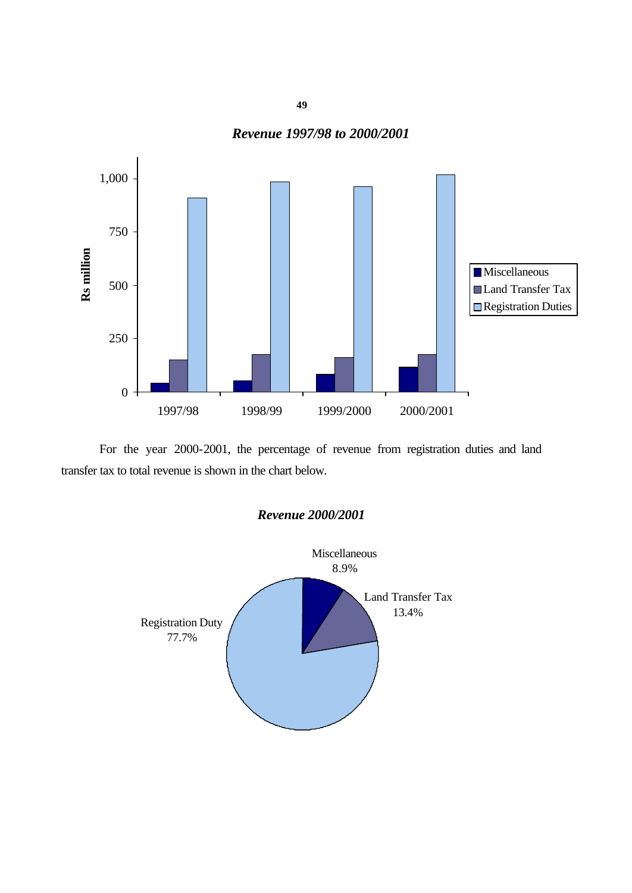***Revenue 1997/98 to 2000/2001***

For the year 2000-2001, the percentage of revenue from registration duties and land transfer tax to total revenue is shown in the chart below.

***Revenue 2000/2001***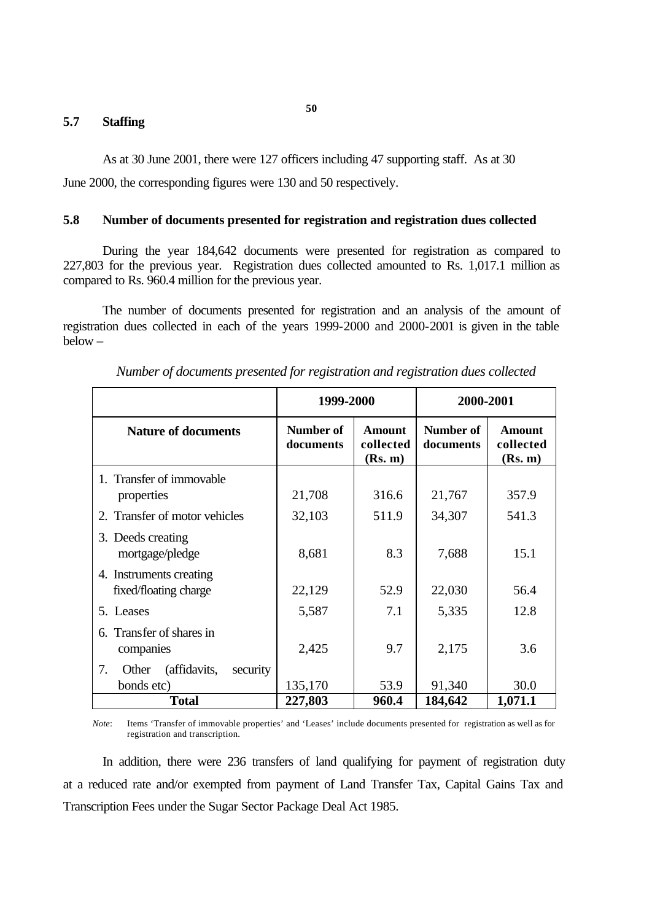## 5.7 Staffing

As at 30 June 2001, there were 127 officers including 47 supporting staff. As at 30 June 2000, the corresponding figures were 130 and 50 respectively.

## 5.8 Number of documents presented for registration and registration dues collected

During the year 184,642 documents were presented for registration as compared to 227,803 for the previous year. Registration dues collected amounted to Rs. 1,017.1 million as compared to Rs. 960.4 million for the previous year.

The number of documents presented for registration and an analysis of the amount of registration dues collected in each of the years 1999-2000 and 2000-2001 is given in the table below –

*Number of documents presented for registration and registration dues collected*

| | 1999-2000 | | 2000-2001 | |
|---|---|---|---|---|
| **Nature of documents** | **Number of documents** | **Amount collected (Rs. m)** | **Number of documents** | **Amount collected (Rs. m)** |
| 1. Transfer of immovable properties | 21,708 | 316.6 | 21,767 | 357.9 |
| 2. Transfer of motor vehicles | 32,103 | 511.9 | 34,307 | 541.3 |
| 3. Deeds creating mortgage/pledge | 8,681 | 8.3 | 7,688 | 15.1 |
| 4. Instruments creating fixed/floating charge | 22,129 | 52.9 | 22,030 | 56.4 |
| 5. Leases | 5,587 | 7.1 | 5,335 | 12.8 |
| 6. Transfer of shares in companies | 2,425 | 9.7 | 2,175 | 3.6 |
| 7. Other (affidavits, security bonds etc) | 135,170 | 53.9 | 91,340 | 30.0 |
| **Total** | **227,803** | **960.4** | **184,642** | **1,071.1** |

*Note*: Items 'Transfer of immovable properties' and 'Leases' include documents presented for registration as well as for registration and transcription.

In addition, there were 236 transfers of land qualifying for payment of registration duty at a reduced rate and/or exempted from payment of Land Transfer Tax, Capital Gains Tax and Transcription Fees under the Sugar Sector Package Deal Act 1985.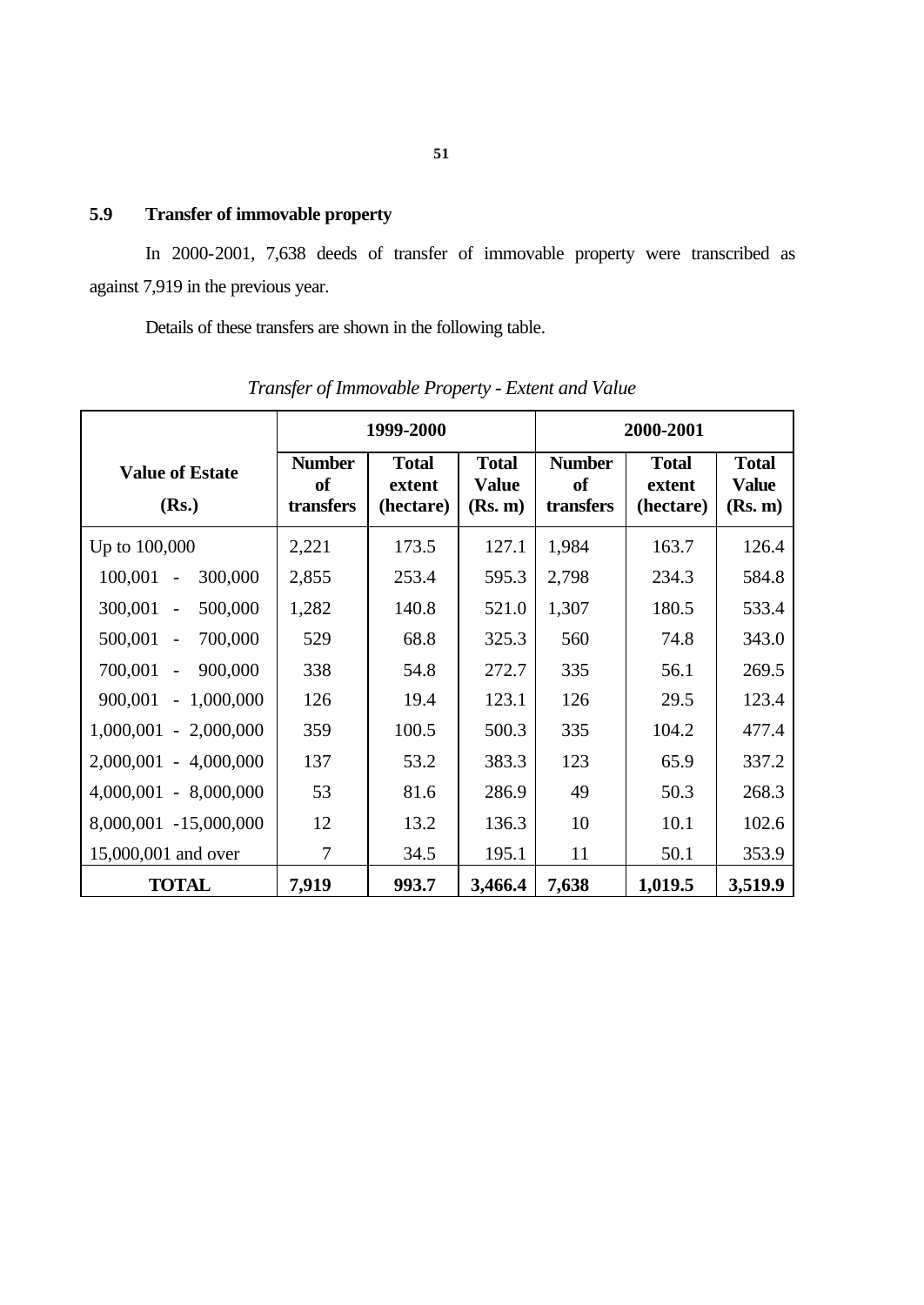## 5.9 Transfer of immovable property

In 2000-2001, 7,638 deeds of transfer of immovable property were transcribed as against 7,919 in the previous year.

Details of these transfers are shown in the following table.

*Transfer of Immovable Property - Extent and Value*

| Value of Estate (Rs.) | 1999-2000 | | | 2000-2001 | | |
|---|---|---|---|---|---|---|
| | Number of transfers | Total extent (hectare) | Total Value (Rs. m) | Number of transfers | Total extent (hectare) | Total Value (Rs. m) |
| Up to 100,000 | 2,221 | 173.5 | 127.1 | 1,984 | 163.7 | 126.4 |
| 100,001 - 300,000 | 2,855 | 253.4 | 595.3 | 2,798 | 234.3 | 584.8 |
| 300,001 - 500,000 | 1,282 | 140.8 | 521.0 | 1,307 | 180.5 | 533.4 |
| 500,001 - 700,000 | 529 | 68.8 | 325.3 | 560 | 74.8 | 343.0 |
| 700,001 - 900,000 | 338 | 54.8 | 272.7 | 335 | 56.1 | 269.5 |
| 900,001 - 1,000,000 | 126 | 19.4 | 123.1 | 126 | 29.5 | 123.4 |
| 1,000,001 - 2,000,000 | 359 | 100.5 | 500.3 | 335 | 104.2 | 477.4 |
| 2,000,001 - 4,000,000 | 137 | 53.2 | 383.3 | 123 | 65.9 | 337.2 |
| 4,000,001 - 8,000,000 | 53 | 81.6 | 286.9 | 49 | 50.3 | 268.3 |
| 8,000,001 -15,000,000 | 12 | 13.2 | 136.3 | 10 | 10.1 | 102.6 |
| 15,000,001 and over | 7 | 34.5 | 195.1 | 11 | 50.1 | 353.9 |
| **TOTAL** | **7,919** | **993.7** | **3,466.4** | **7,638** | **1,019.5** | **3,519.9** |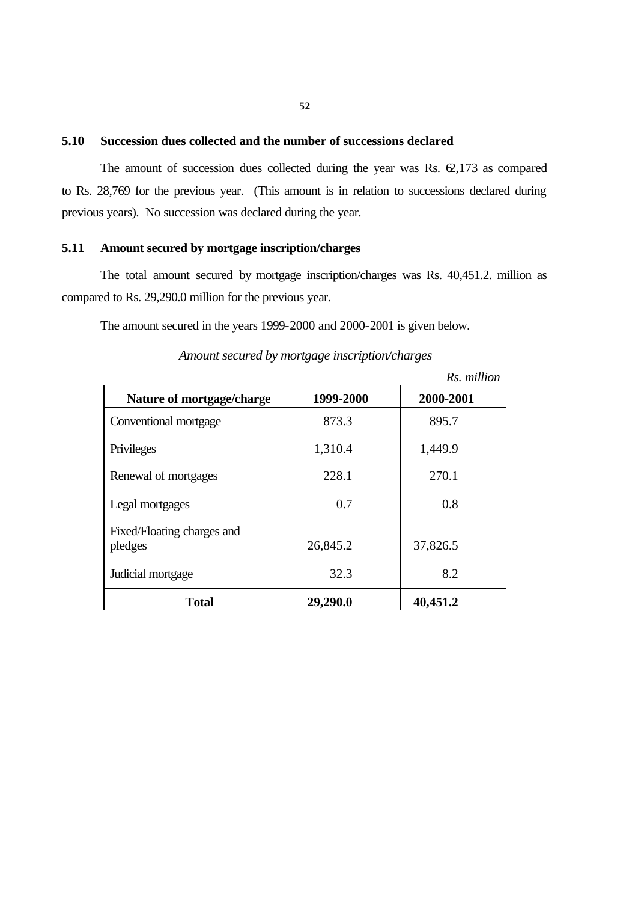## 5.10 Succession dues collected and the number of successions declared

The amount of succession dues collected during the year was Rs. 62,173 as compared to Rs. 28,769 for the previous year. (This amount is in relation to successions declared during previous years). No succession was declared during the year.

## 5.11 Amount secured by mortgage inscription/charges

The total amount secured by mortgage inscription/charges was Rs. 40,451.2. million as compared to Rs. 29,290.0 million for the previous year.

The amount secured in the years 1999-2000 and 2000-2001 is given below.

*Amount secured by mortgage inscription/charges*

*Rs. million*

| Nature of mortgage/charge | 1999-2000 | 2000-2001 |
|---|---|---|
| Conventional mortgage | 873.3 | 895.7 |
| Privileges | 1,310.4 | 1,449.9 |
| Renewal of mortgages | 228.1 | 270.1 |
| Legal mortgages | 0.7 | 0.8 |
| Fixed/Floating charges and pledges | 26,845.2 | 37,826.5 |
| Judicial mortgage | 32.3 | 8.2 |
| **Total** | **29,290.0** | **40,451.2** |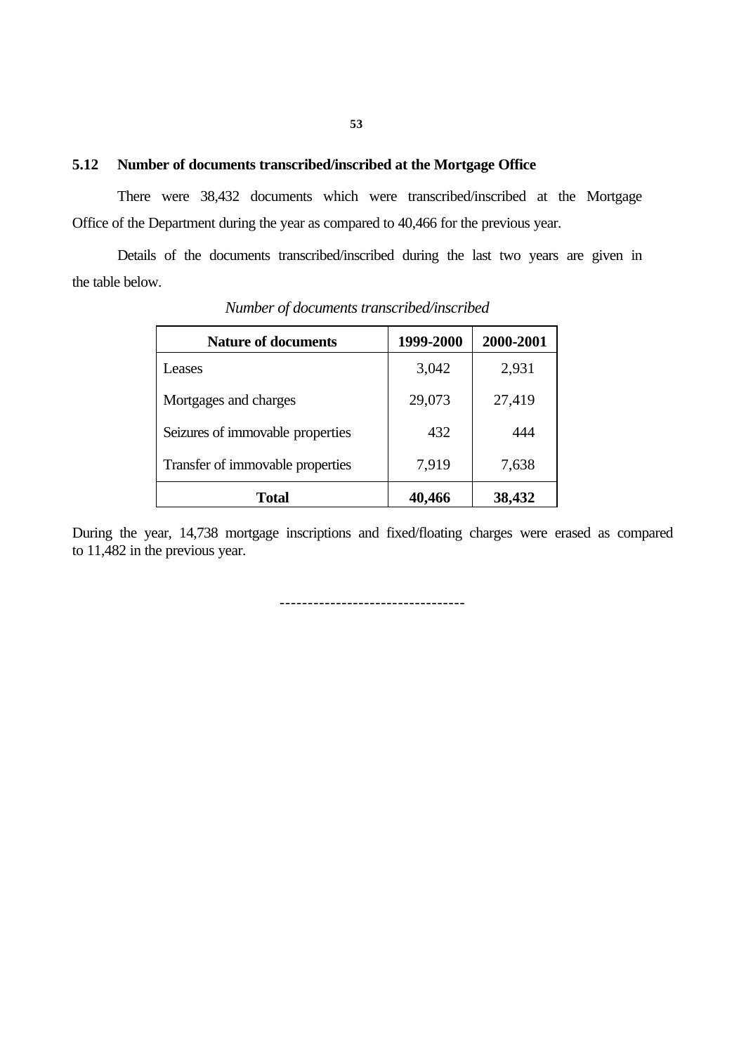### 5.12 Number of documents transcribed/inscribed at the Mortgage Office

There were 38,432 documents which were transcribed/inscribed at the Mortgage Office of the Department during the year as compared to 40,466 for the previous year.

Details of the documents transcribed/inscribed during the last two years are given in the table below.

*Number of documents transcribed/inscribed*

| Nature of documents | 1999-2000 | 2000-2001 |
|---|---|---|
| Leases | 3,042 | 2,931 |
| Mortgages and charges | 29,073 | 27,419 |
| Seizures of immovable properties | 432 | 444 |
| Transfer of immovable properties | 7,919 | 7,638 |
| **Total** | **40,466** | **38,432** |

During the year, 14,738 mortgage inscriptions and fixed/floating charges were erased as compared to 11,482 in the previous year.

--------------------------------